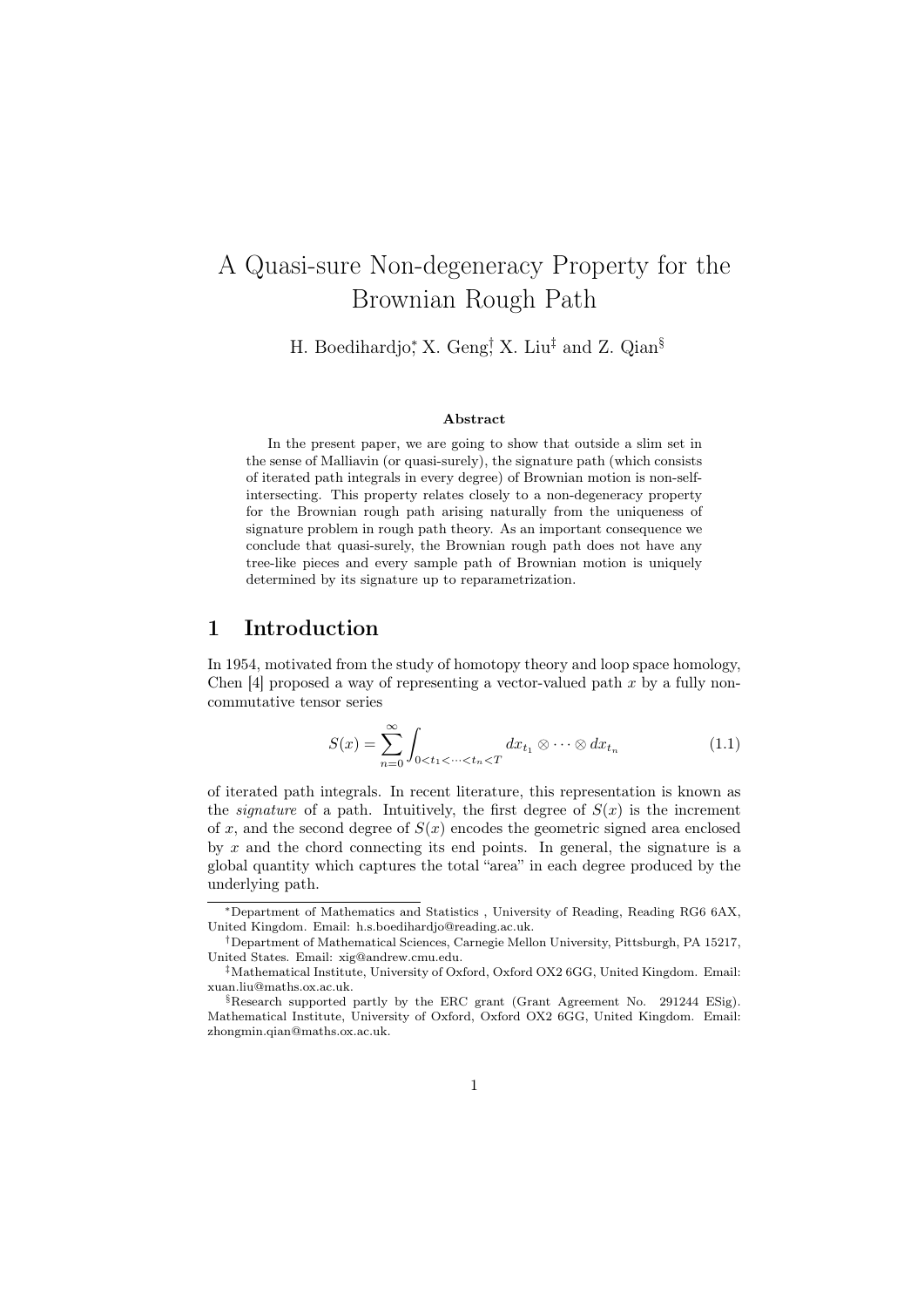# A Quasi-sure Non-degeneracy Property for the Brownian Rough Path

H. Boedihardjo[*], X. Geng[†], X. Liu[‡] and Z. Qian[§]

**Abstract**

In the present paper, we are going to show that outside a slim set in the sense of Malliavin (or quasi-surely), the signature path (which consists of iterated path integrals in every degree) of Brownian motion is non-self-intersecting. This property relates closely to a non-degeneracy property for the Brownian rough path arising naturally from the uniqueness of signature problem in rough path theory. As an important consequence we conclude that quasi-surely, the Brownian rough path does not have any tree-like pieces and every sample path of Brownian motion is uniquely determined by its signature up to reparametrization.

## 1 Introduction

In 1954, motivated from the study of homotopy theory and loop space homology, Chen [4] proposed a way of representing a vector-valued path $x$ by a fully non-commutative tensor series

$$S(x) = \sum_{n=0}^{\infty} \int_{0<t_1<\cdots<t_n<T} dx_{t_1} \otimes \cdots \otimes dx_{t_n} \tag{1.1}$$

of iterated path integrals. In recent literature, this representation is known as the *signature* of a path. Intuitively, the first degree of $S(x)$ is the increment of $x$, and the second degree of $S(x)$ encodes the geometric signed area enclosed by $x$ and the chord connecting its end points. In general, the signature is a global quantity which captures the total "area" in each degree produced by the underlying path.

---

[*] Department of Mathematics and Statistics , University of Reading, Reading RG6 6AX, United Kingdom. Email: h.s.boedihardjo@reading.ac.uk.

[†] Department of Mathematical Sciences, Carnegie Mellon University, Pittsburgh, PA 15217, United States. Email: xig@andrew.cmu.edu.

[‡] Mathematical Institute, University of Oxford, Oxford OX2 6GG, United Kingdom. Email: xuan.liu@maths.ox.ac.uk.

[§] Research supported partly by the ERC grant (Grant Agreement No. 291244 ESig). Mathematical Institute, University of Oxford, Oxford OX2 6GG, United Kingdom. Email: zhongmin.qian@maths.ox.ac.uk.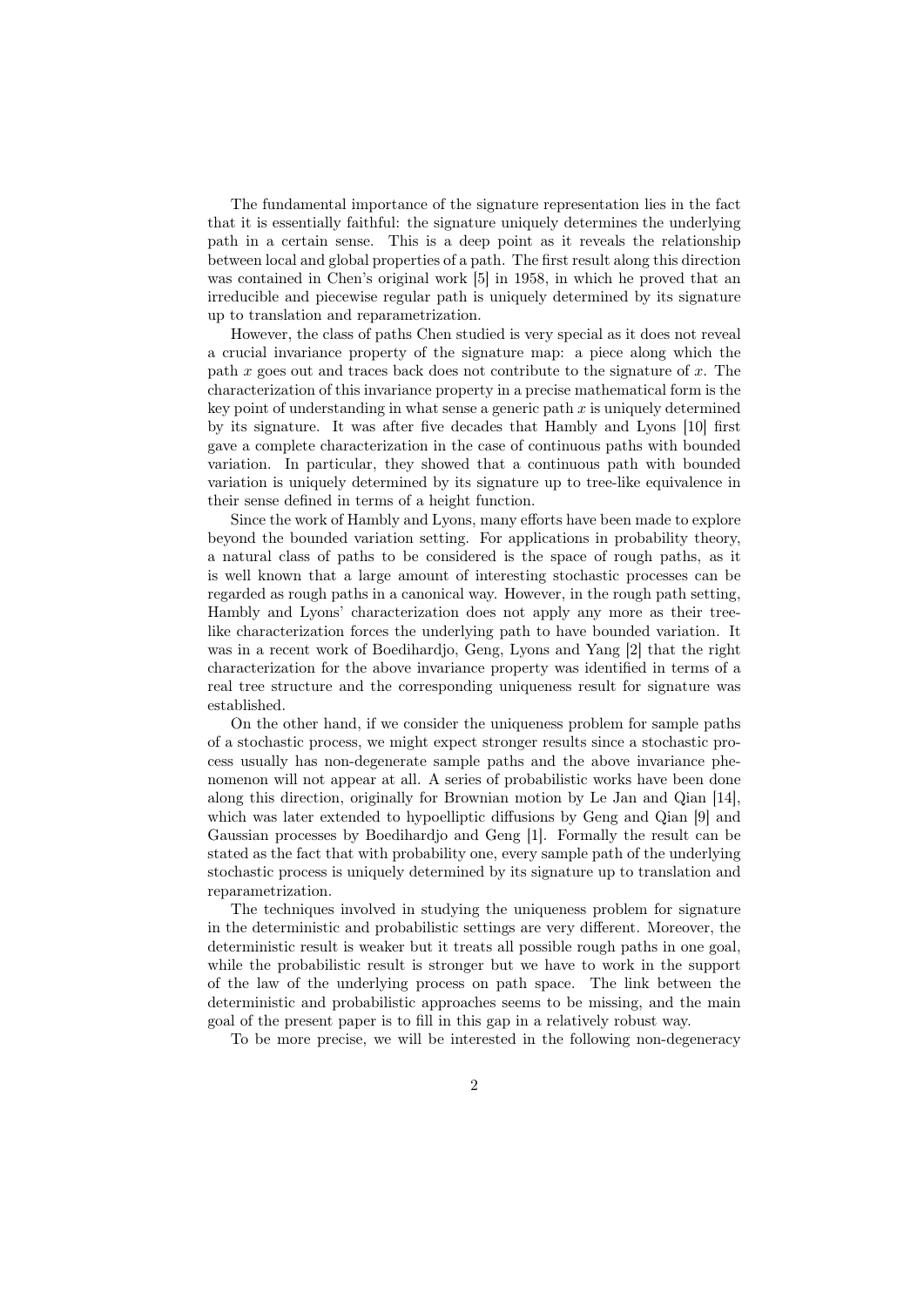The fundamental importance of the signature representation lies in the fact that it is essentially faithful: the signature uniquely determines the underlying path in a certain sense. This is a deep point as it reveals the relationship between local and global properties of a path. The first result along this direction was contained in Chen's original work [5] in 1958, in which he proved that an irreducible and piecewise regular path is uniquely determined by its signature up to translation and reparametrization.

However, the class of paths Chen studied is very special as it does not reveal a crucial invariance property of the signature map: a piece along which the path $x$ goes out and traces back does not contribute to the signature of $x$. The characterization of this invariance property in a precise mathematical form is the key point of understanding in what sense a generic path $x$ is uniquely determined by its signature. It was after five decades that Hambly and Lyons [10] first gave a complete characterization in the case of continuous paths with bounded variation. In particular, they showed that a continuous path with bounded variation is uniquely determined by its signature up to tree-like equivalence in their sense defined in terms of a height function.

Since the work of Hambly and Lyons, many efforts have been made to explore beyond the bounded variation setting. For applications in probability theory, a natural class of paths to be considered is the space of rough paths, as it is well known that a large amount of interesting stochastic processes can be regarded as rough paths in a canonical way. However, in the rough path setting, Hambly and Lyons' characterization does not apply any more as their tree-like characterization forces the underlying path to have bounded variation. It was in a recent work of Boedihardjo, Geng, Lyons and Yang [2] that the right characterization for the above invariance property was identified in terms of a real tree structure and the corresponding uniqueness result for signature was established.

On the other hand, if we consider the uniqueness problem for sample paths of a stochastic process, we might expect stronger results since a stochastic process usually has non-degenerate sample paths and the above invariance phenomenon will not appear at all. A series of probabilistic works have been done along this direction, originally for Brownian motion by Le Jan and Qian [14], which was later extended to hypoelliptic diffusions by Geng and Qian [9] and Gaussian processes by Boedihardjo and Geng [1]. Formally the result can be stated as the fact that with probability one, every sample path of the underlying stochastic process is uniquely determined by its signature up to translation and reparametrization.

The techniques involved in studying the uniqueness problem for signature in the deterministic and probabilistic settings are very different. Moreover, the deterministic result is weaker but it treats all possible rough paths in one goal, while the probabilistic result is stronger but we have to work in the support of the law of the underlying process on path space. The link between the deterministic and probabilistic approaches seems to be missing, and the main goal of the present paper is to fill in this gap in a relatively robust way.

To be more precise, we will be interested in the following non-degeneracy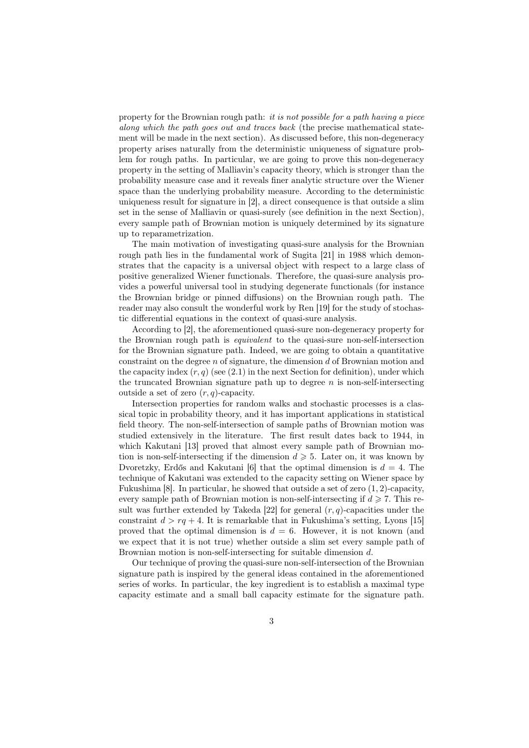property for the Brownian rough path: *it is not possible for a path having a piece along which the path goes out and traces back* (the precise mathematical statement will be made in the next section). As discussed before, this non-degeneracy property arises naturally from the deterministic uniqueness of signature problem for rough paths. In particular, we are going to prove this non-degeneracy property in the setting of Malliavin's capacity theory, which is stronger than the probability measure case and it reveals finer analytic structure over the Wiener space than the underlying probability measure. According to the deterministic uniqueness result for signature in [2], a direct consequence is that outside a slim set in the sense of Malliavin or quasi-surely (see definition in the next Section), every sample path of Brownian motion is uniquely determined by its signature up to reparametrization.

The main motivation of investigating quasi-sure analysis for the Brownian rough path lies in the fundamental work of Sugita [21] in 1988 which demonstrates that the capacity is a universal object with respect to a large class of positive generalized Wiener functionals. Therefore, the quasi-sure analysis provides a powerful universal tool in studying degenerate functionals (for instance the Brownian bridge or pinned diffusions) on the Brownian rough path. The reader may also consult the wonderful work by Ren [19] for the study of stochastic differential equations in the context of quasi-sure analysis.

According to [2], the aforementioned quasi-sure non-degeneracy property for the Brownian rough path is *equivalent* to the quasi-sure non-self-intersection for the Brownian signature path. Indeed, we are going to obtain a quantitative constraint on the degree $n$ of signature, the dimension $d$ of Brownian motion and the capacity index $(r, q)$ (see (2.1) in the next Section for definition), under which the truncated Brownian signature path up to degree $n$ is non-self-intersecting outside a set of zero $(r, q)$-capacity.

Intersection properties for random walks and stochastic processes is a classical topic in probability theory, and it has important applications in statistical field theory. The non-self-intersection of sample paths of Brownian motion was studied extensively in the literature. The first result dates back to 1944, in which Kakutani [13] proved that almost every sample path of Brownian motion is non-self-intersecting if the dimension $d \geqslant 5$. Later on, it was known by Dvoretzky, Erdős and Kakutani [6] that the optimal dimension is $d = 4$. The technique of Kakutani was extended to the capacity setting on Wiener space by Fukushima [8]. In particular, he showed that outside a set of zero $(1, 2)$-capacity, every sample path of Brownian motion is non-self-intersecting if $d \geqslant 7$. This result was further extended by Takeda [22] for general $(r, q)$-capacities under the constraint $d > rq + 4$. It is remarkable that in Fukushima's setting, Lyons [15] proved that the optimal dimension is $d = 6$. However, it is not known (and we expect that it is not true) whether outside a slim set every sample path of Brownian motion is non-self-intersecting for suitable dimension $d$.

Our technique of proving the quasi-sure non-self-intersection of the Brownian signature path is inspired by the general ideas contained in the aforementioned series of works. In particular, the key ingredient is to establish a maximal type capacity estimate and a small ball capacity estimate for the signature path.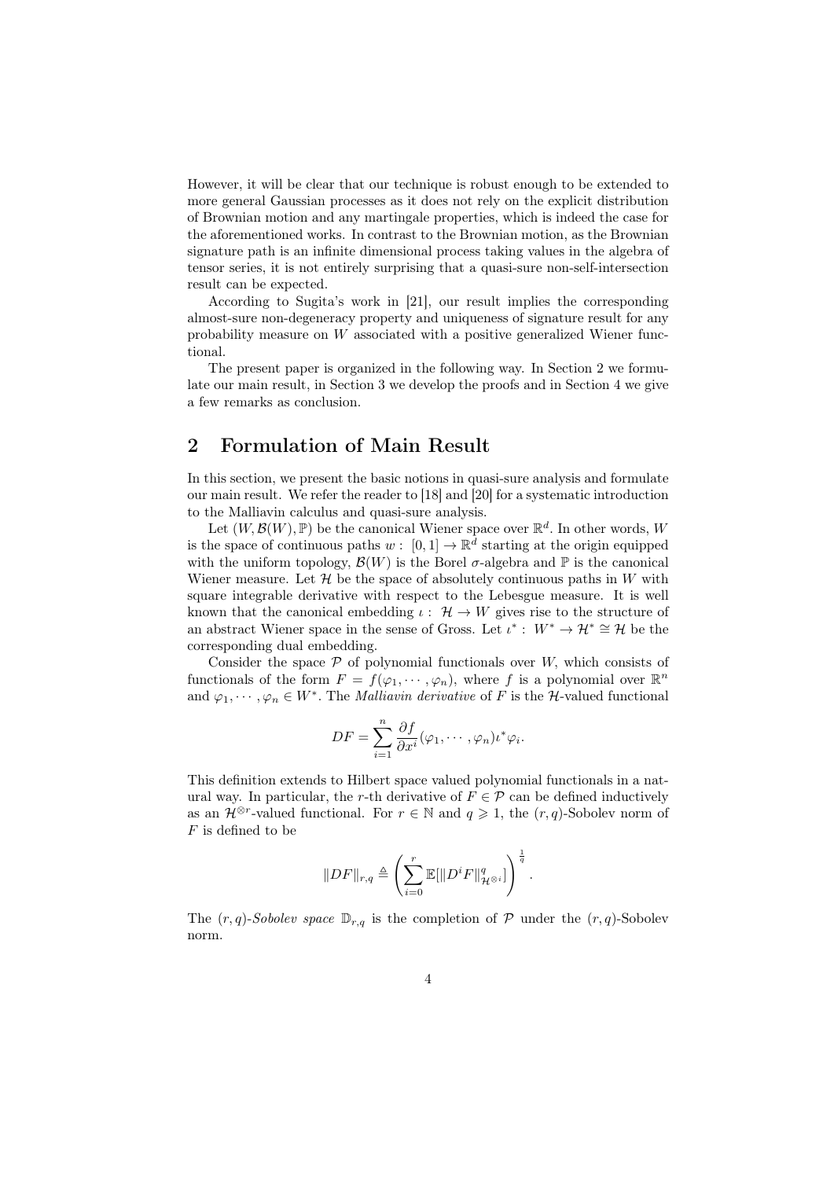However, it will be clear that our technique is robust enough to be extended to more general Gaussian processes as it does not rely on the explicit distribution of Brownian motion and any martingale properties, which is indeed the case for the aforementioned works. In contrast to the Brownian motion, as the Brownian signature path is an infinite dimensional process taking values in the algebra of tensor series, it is not entirely surprising that a quasi-sure non-self-intersection result can be expected.

According to Sugita's work in [21], our result implies the corresponding almost-sure non-degeneracy property and uniqueness of signature result for any probability measure on $W$ associated with a positive generalized Wiener functional.

The present paper is organized in the following way. In Section 2 we formulate our main result, in Section 3 we develop the proofs and in Section 4 we give a few remarks as conclusion.

## 2 Formulation of Main Result

In this section, we present the basic notions in quasi-sure analysis and formulate our main result. We refer the reader to [18] and [20] for a systematic introduction to the Malliavin calculus and quasi-sure analysis.

Let $(W, \mathcal{B}(W), \mathbb{P})$ be the canonical Wiener space over $\mathbb{R}^d$. In other words, $W$ is the space of continuous paths $w: [0,1] \to \mathbb{R}^d$ starting at the origin equipped with the uniform topology, $\mathcal{B}(W)$ is the Borel $\sigma$-algebra and $\mathbb{P}$ is the canonical Wiener measure. Let $\mathcal{H}$ be the space of absolutely continuous paths in $W$ with square integrable derivative with respect to the Lebesgue measure. It is well known that the canonical embedding $\iota: \mathcal{H} \to W$ gives rise to the structure of an abstract Wiener space in the sense of Gross. Let $\iota^*: W^* \to \mathcal{H}^* \cong \mathcal{H}$ be the corresponding dual embedding.

Consider the space $\mathcal{P}$ of polynomial functionals over $W$, which consists of functionals of the form $F = f(\varphi_1, \cdots, \varphi_n)$, where $f$ is a polynomial over $\mathbb{R}^n$ and $\varphi_1, \cdots, \varphi_n \in W^*$. The *Malliavin derivative* of $F$ is the $\mathcal{H}$-valued functional

$$DF = \sum_{i=1}^{n} \frac{\partial f}{\partial x^i}(\varphi_1, \cdots, \varphi_n)\iota^*\varphi_i.$$

This definition extends to Hilbert space valued polynomial functionals in a natural way. In particular, the $r$-th derivative of $F \in \mathcal{P}$ can be defined inductively as an $\mathcal{H}^{\otimes r}$-valued functional. For $r \in \mathbb{N}$ and $q \geqslant 1$, the $(r,q)$-Sobolev norm of $F$ is defined to be

$$\|DF\|_{r,q} \triangleq \left( \sum_{i=0}^{r} \mathbb{E}[\|D^i F\|_{\mathcal{H}^{\otimes i}}^q] \right)^{\frac{1}{q}}.$$

The $(r,q)$-*Sobolev space* $\mathbb{D}_{r,q}$ is the completion of $\mathcal{P}$ under the $(r,q)$-Sobolev norm.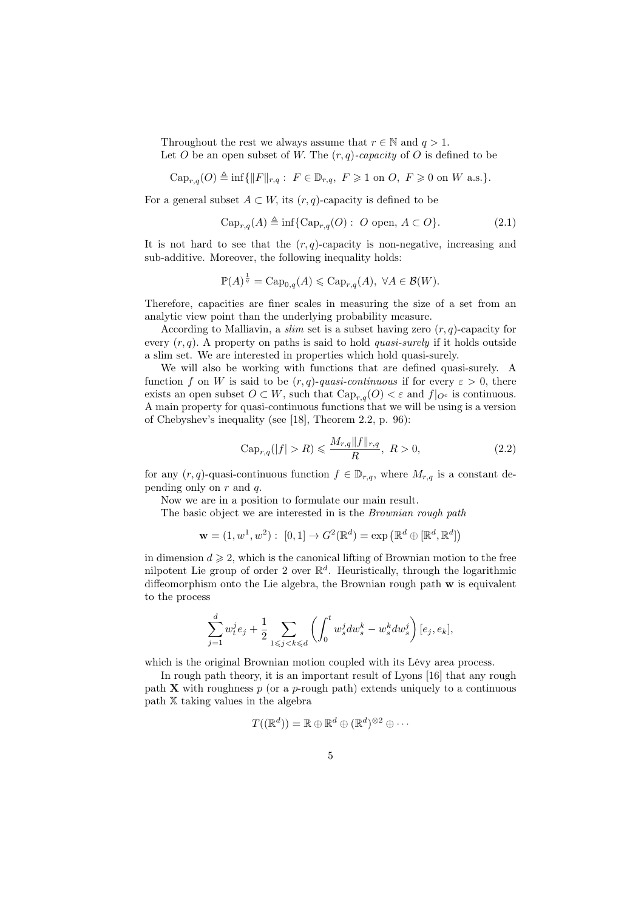Throughout the rest we always assume that $r \in \mathbb{N}$ and $q > 1$.

Let $O$ be an open subset of $W$. The *$(r,q)$-capacity* of $O$ is defined to be

$$\mathrm{Cap}_{r,q}(O) \triangleq \inf\{\|F\|_{r,q} : \ F \in \mathbb{D}_{r,q}, \ F \geqslant 1 \text{ on } O, \ F \geqslant 0 \text{ on } W \text{ a.s.}\}.$$

For a general subset $A \subset W$, its $(r,q)$-capacity is defined to be

$$\mathrm{Cap}_{r,q}(A) \triangleq \inf\{\mathrm{Cap}_{r,q}(O) : \ O \text{ open}, \ A \subset O\}. \tag{2.1}$$

It is not hard to see that the $(r,q)$-capacity is non-negative, increasing and sub-additive. Moreover, the following inequality holds:

$$\mathbb{P}(A)^{\frac{1}{q}} = \mathrm{Cap}_{0,q}(A) \leqslant \mathrm{Cap}_{r,q}(A), \ \forall A \in \mathcal{B}(W).$$

Therefore, capacities are finer scales in measuring the size of a set from an analytic view point than the underlying probability measure.

According to Malliavin, a *slim* set is a subset having zero $(r,q)$-capacity for every $(r,q)$. A property on paths is said to hold *quasi-surely* if it holds outside a slim set. We are interested in properties which hold quasi-surely.

We will also be working with functions that are defined quasi-surely. A function $f$ on $W$ is said to be *$(r,q)$-quasi-continuous* if for every $\varepsilon > 0$, there exists an open subset $O \subset W$, such that $\mathrm{Cap}_{r,q}(O) < \varepsilon$ and $f|_{O^c}$ is continuous. A main property for quasi-continuous functions that we will be using is a version of Chebyshev's inequality (see [18], Theorem 2.2, p. 96):

$$\mathrm{Cap}_{r,q}(|f| > R) \leqslant \frac{M_{r,q}\|f\|_{r,q}}{R}, \ R > 0, \tag{2.2}$$

for any $(r,q)$-quasi-continuous function $f \in \mathbb{D}_{r,q}$, where $M_{r,q}$ is a constant depending only on $r$ and $q$.

Now we are in a position to formulate our main result.

The basic object we are interested in is the *Brownian rough path*

$$\mathbf{w} = (1, w^1, w^2) : \ [0,1] \to G^2(\mathbb{R}^d) = \exp\left(\mathbb{R}^d \oplus [\mathbb{R}^d, \mathbb{R}^d]\right)$$

in dimension $d \geqslant 2$, which is the canonical lifting of Brownian motion to the free nilpotent Lie group of order 2 over $\mathbb{R}^d$. Heuristically, through the logarithmic diffeomorphism onto the Lie algebra, the Brownian rough path $\mathbf{w}$ is equivalent to the process

$$\sum_{j=1}^{d} w_t^j e_j + \frac{1}{2} \sum_{1 \leqslant j < k \leqslant d} \left( \int_0^t w_s^j dw_s^k - w_s^k dw_s^j \right) [e_j, e_k],$$

which is the original Brownian motion coupled with its Lévy area process.

In rough path theory, it is an important result of Lyons [16] that any rough path $\mathbf{X}$ with roughness $p$ (or a $p$-rough path) extends uniquely to a continuous path $\mathbb{X}$ taking values in the algebra

$$T((\mathbb{R}^d)) = \mathbb{R} \oplus \mathbb{R}^d \oplus (\mathbb{R}^d)^{\otimes 2} \oplus \cdots$$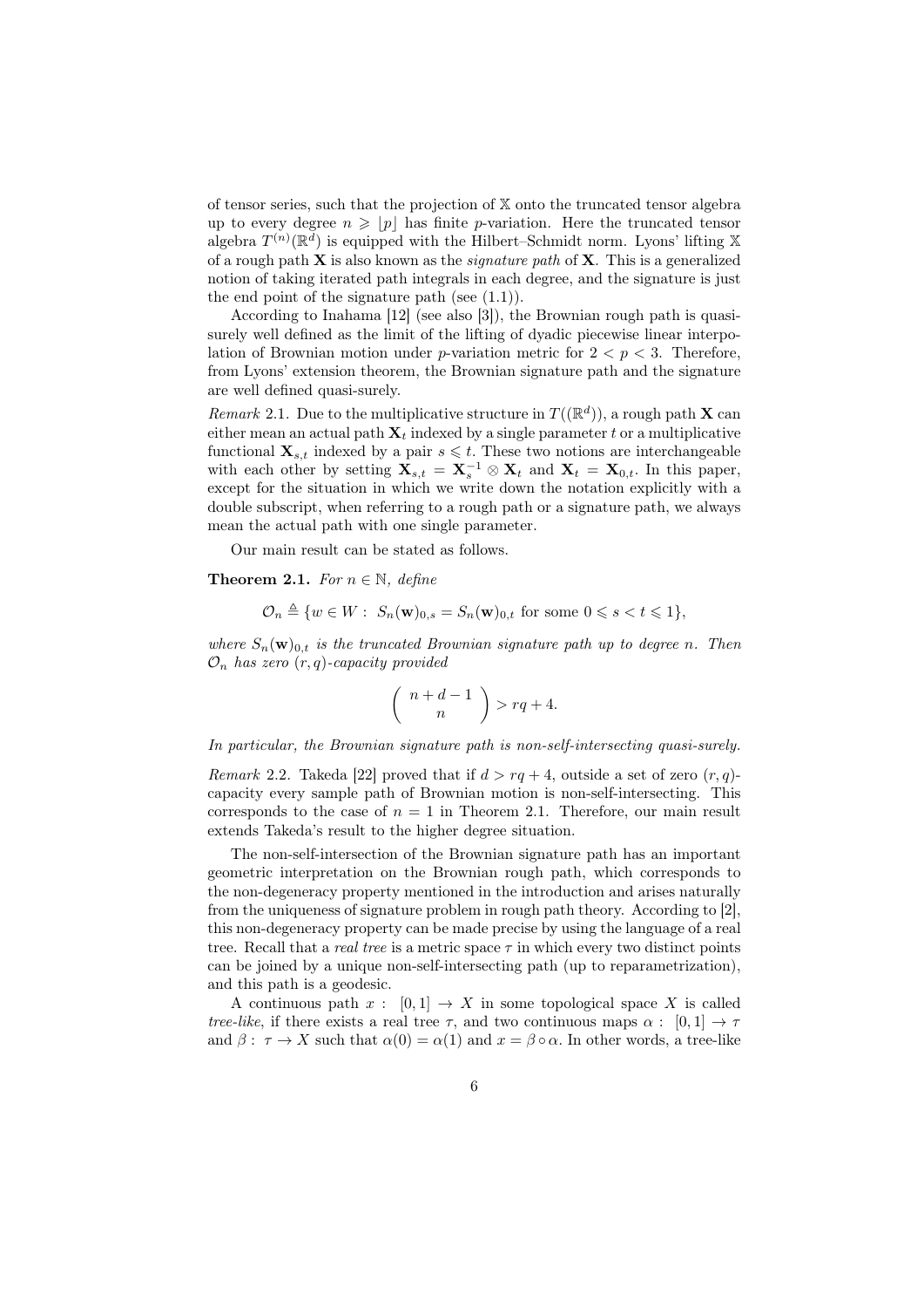of tensor series, such that the projection of $\mathbb{X}$ onto the truncated tensor algebra up to every degree $n \geqslant \lfloor p \rfloor$ has finite $p$-variation. Here the truncated tensor algebra $T^{(n)}(\mathbb{R}^d)$ is equipped with the Hilbert–Schmidt norm. Lyons' lifting $\mathbb{X}$ of a rough path $\mathbf{X}$ is also known as the *signature path* of $\mathbf{X}$. This is a generalized notion of taking iterated path integrals in each degree, and the signature is just the end point of the signature path (see (1.1)).

According to Inahama [12] (see also [3]), the Brownian rough path is quasi-surely well defined as the limit of the lifting of dyadic piecewise linear interpolation of Brownian motion under $p$-variation metric for $2 < p < 3$. Therefore, from Lyons' extension theorem, the Brownian signature path and the signature are well defined quasi-surely.

*Remark* 2.1. Due to the multiplicative structure in $T((\mathbb{R}^d))$, a rough path $\mathbf{X}$ can either mean an actual path $\mathbf{X}_t$ indexed by a single parameter $t$ or a multiplicative functional $\mathbf{X}_{s,t}$ indexed by a pair $s \leqslant t$. These two notions are interchangeable with each other by setting $\mathbf{X}_{s,t} = \mathbf{X}_s^{-1} \otimes \mathbf{X}_t$ and $\mathbf{X}_t = \mathbf{X}_{0,t}$. In this paper, except for the situation in which we write down the notation explicitly with a double subscript, when referring to a rough path or a signature path, we always mean the actual path with one single parameter.

Our main result can be stated as follows.

**Theorem 2.1.** *For $n \in \mathbb{N}$, define*

$$\mathcal{O}_n \triangleq \{w \in W : \ S_n(\mathbf{w})_{0,s} = S_n(\mathbf{w})_{0,t} \text{ for some } 0 \leqslant s < t \leqslant 1\},$$

*where $S_n(\mathbf{w})_{0,t}$ is the truncated Brownian signature path up to degree $n$. Then $\mathcal{O}_n$ has zero $(r,q)$-capacity provided*

$$\left( \begin{array}{c} n+d-1 \\ n \end{array} \right) > rq + 4.$$

*In particular, the Brownian signature path is non-self-intersecting quasi-surely.*

*Remark* 2.2. Takeda [22] proved that if $d > rq + 4$, outside a set of zero $(r,q)$-capacity every sample path of Brownian motion is non-self-intersecting. This corresponds to the case of $n = 1$ in Theorem 2.1. Therefore, our main result extends Takeda's result to the higher degree situation.

The non-self-intersection of the Brownian signature path has an important geometric interpretation on the Brownian rough path, which corresponds to the non-degeneracy property mentioned in the introduction and arises naturally from the uniqueness of signature problem in rough path theory. According to [2], this non-degeneracy property can be made precise by using the language of a real tree. Recall that a *real tree* is a metric space $\tau$ in which every two distinct points can be joined by a unique non-self-intersecting path (up to reparametrization), and this path is a geodesic.

A continuous path $x : \ [0,1] \to X$ in some topological space $X$ is called *tree-like*, if there exists a real tree $\tau$, and two continuous maps $\alpha : \ [0,1] \to \tau$ and $\beta : \ \tau \to X$ such that $\alpha(0) = \alpha(1)$ and $x = \beta \circ \alpha$. In other words, a tree-like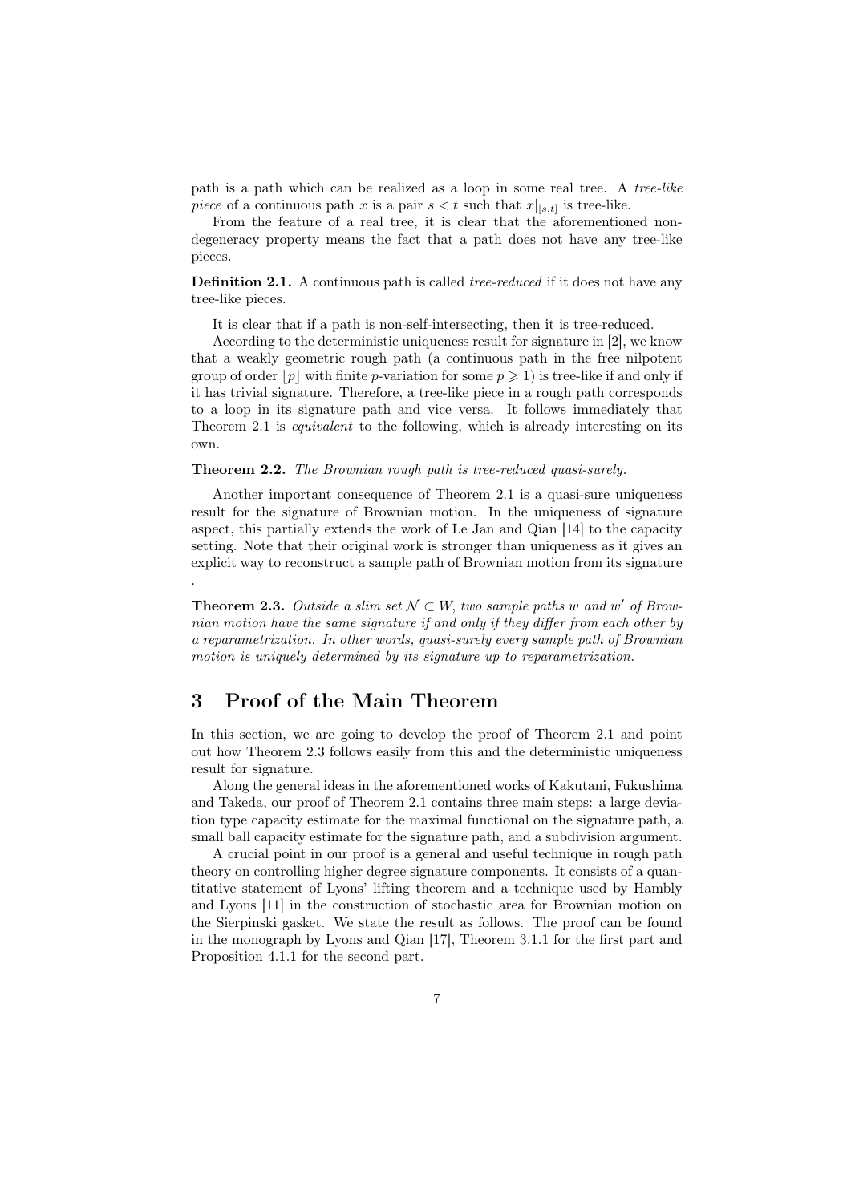path is a path which can be realized as a loop in some real tree. A *tree-like piece* of a continuous path $x$ is a pair $s < t$ such that $x|_{[s,t]}$ is tree-like.

From the feature of a real tree, it is clear that the aforementioned non-degeneracy property means the fact that a path does not have any tree-like pieces.

**Definition 2.1.** A continuous path is called *tree-reduced* if it does not have any tree-like pieces.

It is clear that if a path is non-self-intersecting, then it is tree-reduced.

According to the deterministic uniqueness result for signature in [2], we know that a weakly geometric rough path (a continuous path in the free nilpotent group of order $\lfloor p \rfloor$ with finite $p$-variation for some $p \geqslant 1$) is tree-like if and only if it has trivial signature. Therefore, a tree-like piece in a rough path corresponds to a loop in its signature path and vice versa. It follows immediately that Theorem 2.1 is *equivalent* to the following, which is already interesting on its own.

**Theorem 2.2.** *The Brownian rough path is tree-reduced quasi-surely.*

Another important consequence of Theorem 2.1 is a quasi-sure uniqueness result for the signature of Brownian motion. In the uniqueness of signature aspect, this partially extends the work of Le Jan and Qian [14] to the capacity setting. Note that their original work is stronger than uniqueness as it gives an explicit way to reconstruct a sample path of Brownian motion from its signature .

**Theorem 2.3.** *Outside a slim set $\mathcal{N} \subset W$, two sample paths $w$ and $w'$ of Brownian motion have the same signature if and only if they differ from each other by a reparametrization. In other words, quasi-surely every sample path of Brownian motion is uniquely determined by its signature up to reparametrization.*

# 3 Proof of the Main Theorem

In this section, we are going to develop the proof of Theorem 2.1 and point out how Theorem 2.3 follows easily from this and the deterministic uniqueness result for signature.

Along the general ideas in the aforementioned works of Kakutani, Fukushima and Takeda, our proof of Theorem 2.1 contains three main steps: a large deviation type capacity estimate for the maximal functional on the signature path, a small ball capacity estimate for the signature path, and a subdivision argument.

A crucial point in our proof is a general and useful technique in rough path theory on controlling higher degree signature components. It consists of a quantitative statement of Lyons' lifting theorem and a technique used by Hambly and Lyons [11] in the construction of stochastic area for Brownian motion on the Sierpinski gasket. We state the result as follows. The proof can be found in the monograph by Lyons and Qian [17], Theorem 3.1.1 for the first part and Proposition 4.1.1 for the second part.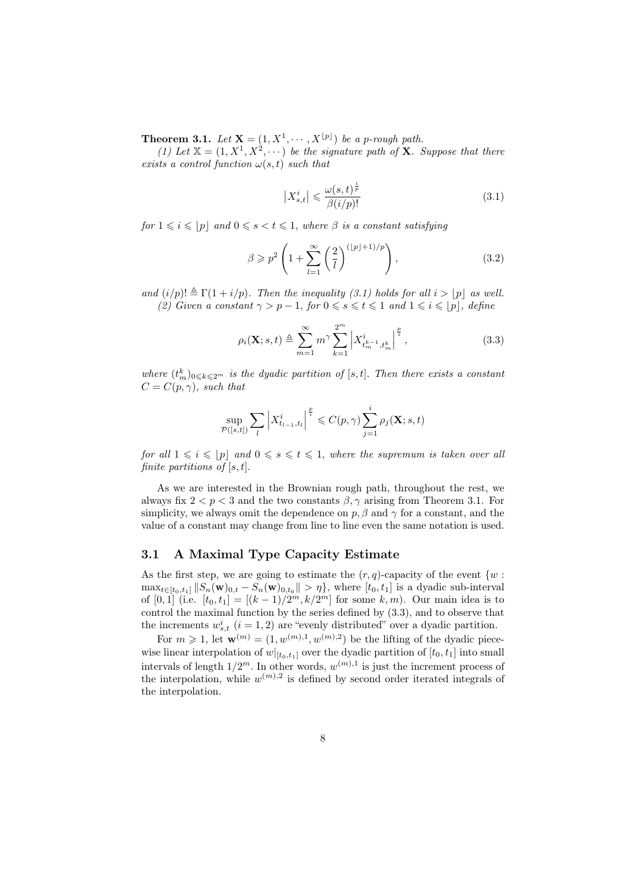**Theorem 3.1.** *Let $\mathbf{X} = (1, X^1, \cdots, X^{\lfloor p \rfloor})$ be a p-rough path.*

*(1) Let $\mathbb{X} = (1, X^1, X^2, \cdots)$ be the signature path of $\mathbf{X}$. Suppose that there exists a control function $\omega(s,t)$ such that*

$$\left| X^i_{s,t} \right| \leqslant \frac{\omega(s,t)^{\frac{i}{p}}}{\beta(i/p)!} \tag{3.1}$$

*for $1 \leqslant i \leqslant \lfloor p \rfloor$ and $0 \leqslant s < t \leqslant 1$, where $\beta$ is a constant satisfying*

$$\beta \geqslant p^2 \left( 1 + \sum_{l=1}^{\infty} \left( \frac{2}{l} \right)^{(\lfloor p \rfloor + 1)/p} \right), \tag{3.2}$$

*and $(i/p)! \triangleq \Gamma(1 + i/p)$. Then the inequality (3.1) holds for all $i > \lfloor p \rfloor$ as well.*

*(2) Given a constant $\gamma > p - 1$, for $0 \leqslant s \leqslant t \leqslant 1$ and $1 \leqslant i \leqslant \lfloor p \rfloor$, define*

$$\rho_i(\mathbf{X}; s, t) \triangleq \sum_{m=1}^{\infty} m^{\gamma} \sum_{k=1}^{2^m} \left| X^i_{t^{k-1}_m, t^k_m} \right|^{\frac{p}{i}}, \tag{3.3}$$

*where $(t^k_m)_{0 \leqslant k \leqslant 2^m}$ is the dyadic partition of $[s,t]$. Then there exists a constant $C = C(p, \gamma)$, such that*

$$\sup_{\mathcal{P}([s,t])} \sum_l \left| X^i_{t_{l-1}, t_l} \right|^{\frac{p}{i}} \leqslant C(p, \gamma) \sum_{j=1}^{i} \rho_j(\mathbf{X}; s, t)$$

*for all $1 \leqslant i \leqslant \lfloor p \rfloor$ and $0 \leqslant s \leqslant t \leqslant 1$, where the supremum is taken over all finite partitions of $[s,t]$.*

As we are interested in the Brownian rough path, throughout the rest, we always fix $2 < p < 3$ and the two constants $\beta, \gamma$ arising from Theorem 3.1. For simplicity, we always omit the dependence on $p, \beta$ and $\gamma$ for a constant, and the value of a constant may change from line to line even the same notation is used.

## 3.1 A Maximal Type Capacity Estimate

As the first step, we are going to estimate the $(r,q)$-capacity of the event $\{w : \max_{t \in [t_0, t_1]} \|S_n(\mathbf{w})_{0,t} - S_n(\mathbf{w})_{0,t_0}\| > \eta\}$, where $[t_0, t_1]$ is a dyadic sub-interval of $[0,1]$ (i.e. $[t_0, t_1] = [(k-1)/2^m, k/2^m]$ for some $k, m$). Our main idea is to control the maximal function by the series defined by (3.3), and to observe that the increments $w^i_{s,t}$ $(i = 1, 2)$ are "evenly distributed" over a dyadic partition.

For $m \geqslant 1$, let $\mathbf{w}^{(m)} = (1, w^{(m),1}, w^{(m),2})$ be the lifting of the dyadic piecewise linear interpolation of $w|_{[t_0, t_1]}$ over the dyadic partition of $[t_0, t_1]$ into small intervals of length $1/2^m$. In other words, $w^{(m),1}$ is just the increment process of the interpolation, while $w^{(m),2}$ is defined by second order iterated integrals of the interpolation.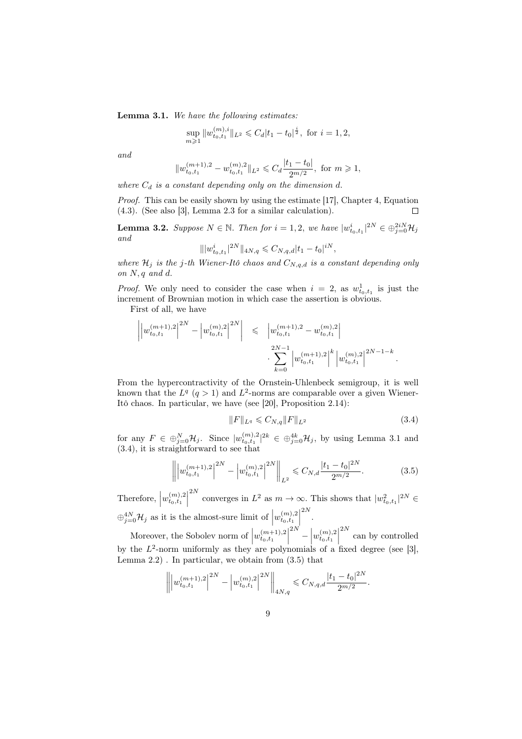**Lemma 3.1.** *We have the following estimates:*

$$\sup_{m\geqslant 1}\|w^{(m),i}_{t_0,t_1}\|_{L^2}\leqslant C_d|t_1-t_0|^{\frac{i}{2}},\ \text{for } i=1,2,$$

*and*

$$\|w^{(m+1),2}_{t_0,t_1}-w^{(m),2}_{t_0,t_1}\|_{L^2}\leqslant C_d\frac{|t_1-t_0|}{2^{m/2}},\ \text{for } m\geqslant 1,$$

*where $C_d$ is a constant depending only on the dimension $d$.*

*Proof.* This can be easily shown by using the estimate [17], Chapter 4, Equation (4.3). (See also [3], Lemma 2.3 for a similar calculation). $\square$

**Lemma 3.2.** *Suppose $N\in\mathbb{N}$. Then for $i=1,2$, we have $|w^i_{t_0,t_1}|^{2N}\in\oplus_{j=0}^{2iN}\mathcal{H}_j$ and*

$$\||w^i_{t_0,t_1}|^{2N}\|_{4N,q}\leqslant C_{N,q,d}|t_1-t_0|^{iN},$$

*where $\mathcal{H}_j$ is the $j$-th Wiener-Itô chaos and $C_{N,q,d}$ is a constant depending only on $N,q$ and $d$.*

*Proof.* We only need to consider the case when $i=2$, as $w^1_{t_0,t_1}$ is just the increment of Brownian motion in which case the assertion is obvious.

First of all, we have

$$\left|\left|w^{(m+1),2}_{t_0,t_1}\right|^{2N}-\left|w^{(m),2}_{t_0,t_1}\right|^{2N}\right|\leqslant\left|w^{(m+1),2}_{t_0,t_1}-w^{(m),2}_{t_0,t_1}\right|\cdot\sum_{k=0}^{2N-1}\left|w^{(m+1),2}_{t_0,t_1}\right|^k\left|w^{(m),2}_{t_0,t_1}\right|^{2N-1-k}.$$

From the hypercontractivity of the Ornstein-Uhlenbeck semigroup, it is well known that the $L^q$ $(q>1)$ and $L^2$-norms are comparable over a given Wiener-Itô chaos. In particular, we have (see [20], Proposition 2.14):

$$\|F\|_{L^q}\leqslant C_{N,q}\|F\|_{L^2}\tag{3.4}$$

for any $F\in\oplus_{j=0}^N\mathcal{H}_j$. Since $|w^{(m),2}_{t_0,t_1}|^{2k}\in\oplus_{j=0}^{4k}\mathcal{H}_j$, by using Lemma 3.1 and (3.4), it is straightforward to see that

$$\left\|\left|w^{(m+1),2}_{t_0,t_1}\right|^{2N}-\left|w^{(m),2}_{t_0,t_1}\right|^{2N}\right\|_{L^2}\leqslant C_{N,d}\frac{|t_1-t_0|^{2N}}{2^{m/2}}.\tag{3.5}$$

Therefore, $\left|w^{(m),2}_{t_0,t_1}\right|^{2N}$ converges in $L^2$ as $m\to\infty$. This shows that $|w^2_{t_0,t_1}|^{2N}\in\oplus_{j=0}^{4N}\mathcal{H}_j$ as it is the almost-sure limit of $\left|w^{(m),2}_{t_0,t_1}\right|^{2N}$.

Moreover, the Sobolev norm of $\left|w^{(m+1),2}_{t_0,t_1}\right|^{2N}-\left|w^{(m),2}_{t_0,t_1}\right|^{2N}$ can by controlled by the $L^2$-norm uniformly as they are polynomials of a fixed degree (see [3], Lemma 2.2) . In particular, we obtain from (3.5) that

$$\left\|\left|w^{(m+1),2}_{t_0,t_1}\right|^{2N}-\left|w^{(m),2}_{t_0,t_1}\right|^{2N}\right\|_{4N,q}\leqslant C_{N,q,d}\frac{|t_1-t_0|^{2N}}{2^{m/2}}.$$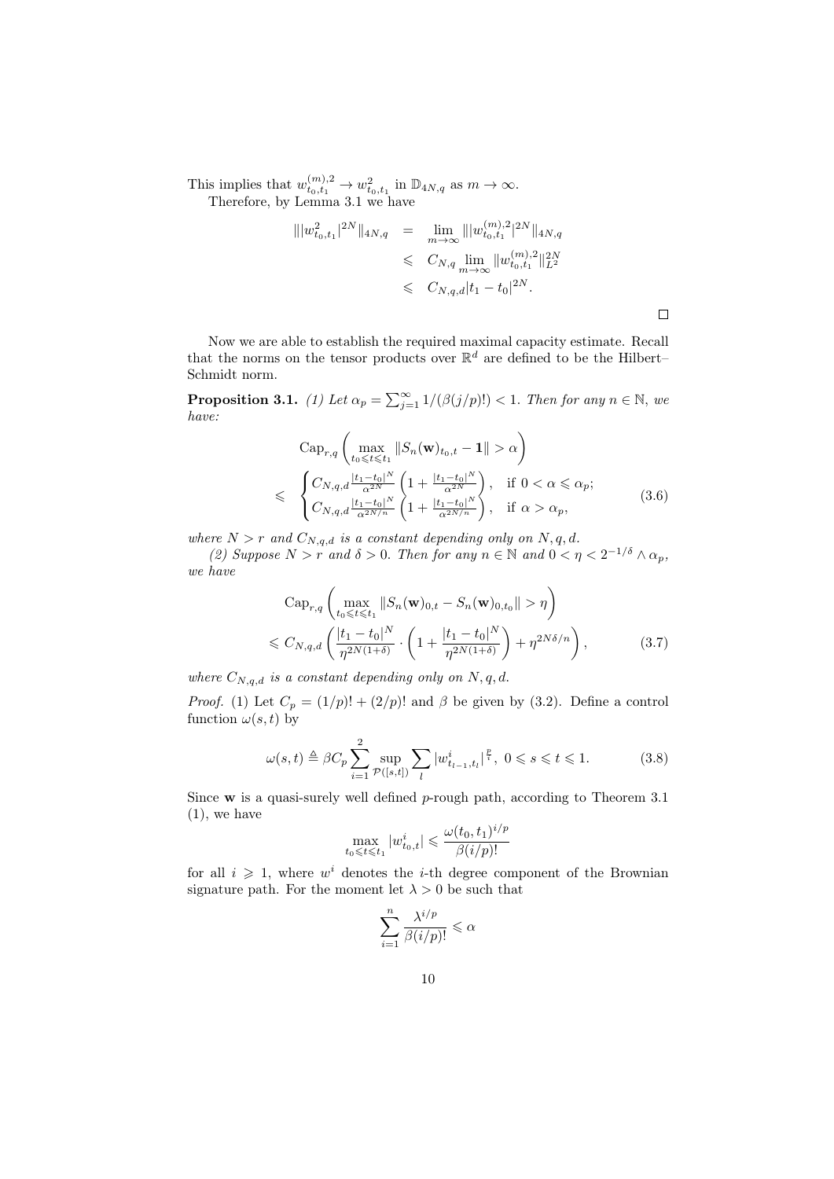This implies that $w_{t_0,t_1}^{(m),2} \to w_{t_0,t_1}^2$ in $\mathbb{D}_{4N,q}$ as $m \to \infty$.

Therefore, by Lemma 3.1 we have

$$
\begin{aligned}
\| |w_{t_0,t_1}^2|^{2N} \|_{4N,q} &= \lim_{m\to\infty} \| |w_{t_0,t_1}^{(m),2}|^{2N} \|_{4N,q} \\
&\leqslant C_{N,q} \lim_{m\to\infty} \| w_{t_0,t_1}^{(m),2} \|_{L^2}^{2N} \\
&\leqslant C_{N,q,d} |t_1 - t_0|^{2N}.
\end{aligned}
$$

□

Now we are able to establish the required maximal capacity estimate. Recall that the norms on the tensor products over $\mathbb{R}^d$ are defined to be the Hilbert–Schmidt norm.

**Proposition 3.1.** *(1) Let $\alpha_p = \sum_{j=1}^{\infty} 1/(\beta(j/p)!) < 1$. Then for any $n \in \mathbb{N}$, we have:*

$$
\begin{aligned}
&\mathrm{Cap}_{r,q}\left( \max_{t_0 \leqslant t \leqslant t_1} \| S_n(\mathbf{w})_{t_0,t} - \mathbf{1} \| > \alpha \right) \\
\leqslant\ & \begin{cases} C_{N,q,d} \frac{|t_1 - t_0|^N}{\alpha^{2N}} \left( 1 + \frac{|t_1 - t_0|^N}{\alpha^{2N}} \right), & \text{if } 0 < \alpha \leqslant \alpha_p; \\ C_{N,q,d} \frac{|t_1 - t_0|^N}{\alpha^{2N/n}} \left( 1 + \frac{|t_1 - t_0|^N}{\alpha^{2N/n}} \right), & \text{if } \alpha > \alpha_p, \end{cases}
\end{aligned}
\tag{3.6}
$$

*where $N > r$ and $C_{N,q,d}$ is a constant depending only on $N, q, d$.*

*(2) Suppose $N > r$ and $\delta > 0$. Then for any $n \in \mathbb{N}$ and $0 < \eta < 2^{-1/\delta} \wedge \alpha_p$, we have*

$$
\begin{aligned}
&\mathrm{Cap}_{r,q}\left( \max_{t_0 \leqslant t \leqslant t_1} \| S_n(\mathbf{w})_{0,t} - S_n(\mathbf{w})_{0,t_0} \| > \eta \right) \\
&\leqslant C_{N,q,d} \left( \frac{|t_1 - t_0|^N}{\eta^{2N(1+\delta)}} \cdot \left( 1 + \frac{|t_1 - t_0|^N}{\eta^{2N(1+\delta)}} \right) + \eta^{2N\delta/n} \right),
\end{aligned}
\tag{3.7}
$$

*where $C_{N,q,d}$ is a constant depending only on $N, q, d$.*

*Proof.* (1) Let $C_p = (1/p)! + (2/p)!$ and $\beta$ be given by (3.2). Define a control function $\omega(s,t)$ by

$$
\omega(s,t) \triangleq \beta C_p \sum_{i=1}^{2} \sup_{\mathcal{P}([s,t])} \sum_l |w_{t_{l-1},t_l}^i|^{\frac{p}{i}}, \ 0 \leqslant s \leqslant t \leqslant 1. \tag{3.8}
$$

Since $\mathbf{w}$ is a quasi-surely well defined $p$-rough path, according to Theorem 3.1 (1), we have

$$
\max_{t_0 \leqslant t \leqslant t_1} |w_{t_0,t}^i| \leqslant \frac{\omega(t_0,t_1)^{i/p}}{\beta(i/p)!}
$$

for all $i \geqslant 1$, where $w^i$ denotes the $i$-th degree component of the Brownian signature path. For the moment let $\lambda > 0$ be such that

$$
\sum_{i=1}^{n} \frac{\lambda^{i/p}}{\beta(i/p)!} \leqslant \alpha
$$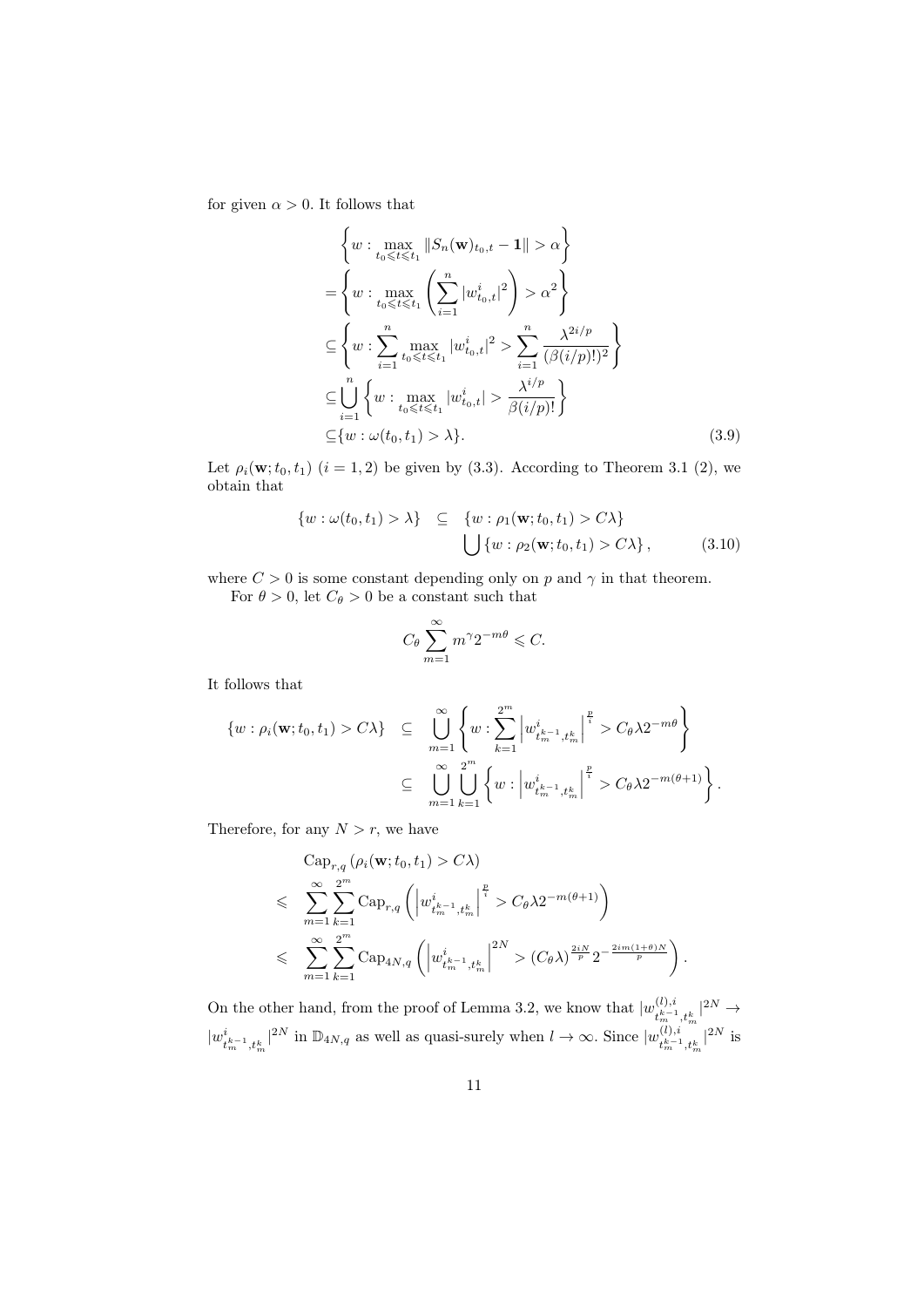for given $\alpha > 0$. It follows that

$$
\begin{aligned}
&\left\{w : \max_{t_0 \leqslant t \leqslant t_1} \|S_n(\mathbf{w})_{t_0,t} - \mathbf{1}\| > \alpha\right\} \\
=&\left\{w : \max_{t_0 \leqslant t \leqslant t_1} \left(\sum_{i=1}^{n} |w^i_{t_0,t}|^2\right) > \alpha^2\right\} \\
\subseteq&\left\{w : \sum_{i=1}^{n} \max_{t_0 \leqslant t \leqslant t_1} |w^i_{t_0,t}|^2 > \sum_{i=1}^{n} \frac{\lambda^{2i/p}}{(\beta(i/p)!)^2}\right\} \\
\subseteq&\bigcup_{i=1}^{n} \left\{w : \max_{t_0 \leqslant t \leqslant t_1} |w^i_{t_0,t}| > \frac{\lambda^{i/p}}{\beta(i/p)!}\right\} \\
\subseteq&\{w : \omega(t_0, t_1) > \lambda\}.
\end{aligned} \tag{3.9}
$$

Let $\rho_i(\mathbf{w}; t_0, t_1)$ $(i = 1, 2)$ be given by (3.3). According to Theorem 3.1 (2), we obtain that

$$
\begin{aligned}
\{w : \omega(t_0, t_1) > \lambda\} \quad \subseteq \quad &\{w : \rho_1(\mathbf{w}; t_0, t_1) > C\lambda\} \\
&\bigcup \{w : \rho_2(\mathbf{w}; t_0, t_1) > C\lambda\},
\end{aligned} \tag{3.10}
$$

where $C > 0$ is some constant depending only on $p$ and $\gamma$ in that theorem.

For $\theta > 0$, let $C_\theta > 0$ be a constant such that

$$
C_\theta \sum_{m=1}^{\infty} m^\gamma 2^{-m\theta} \leqslant C.
$$

It follows that

$$
\begin{aligned}
\{w : \rho_i(\mathbf{w}; t_0, t_1) > C\lambda\} \quad &\subseteq \quad \bigcup_{m=1}^{\infty} \left\{w : \sum_{k=1}^{2^m} \left|w^i_{t_m^{k-1}, t_m^k}\right|^{\frac{p}{i}} > C_\theta \lambda 2^{-m\theta}\right\} \\
&\subseteq \quad \bigcup_{m=1}^{\infty} \bigcup_{k=1}^{2^m} \left\{w : \left|w^i_{t_m^{k-1}, t_m^k}\right|^{\frac{p}{i}} > C_\theta \lambda 2^{-m(\theta+1)}\right\}.
\end{aligned}
$$

Therefore, for any $N > r$, we have

$$
\begin{aligned}
&\mathrm{Cap}_{r,q}\left(\rho_i(\mathbf{w}; t_0, t_1) > C\lambda\right) \\
\leqslant \quad &\sum_{m=1}^{\infty} \sum_{k=1}^{2^m} \mathrm{Cap}_{r,q}\left(\left|w^i_{t_m^{k-1}, t_m^k}\right|^{\frac{p}{i}} > C_\theta \lambda 2^{-m(\theta+1)}\right) \\
\leqslant \quad &\sum_{m=1}^{\infty} \sum_{k=1}^{2^m} \mathrm{Cap}_{4N,q}\left(\left|w^i_{t_m^{k-1}, t_m^k}\right|^{2N} > (C_\theta \lambda)^{\frac{2iN}{p}} 2^{-\frac{2im(1+\theta)N}{p}}\right).
\end{aligned}
$$

On the other hand, from the proof of Lemma 3.2, we know that $|w^{(l),i}_{t_m^{k-1}, t_m^k}|^{2N} \to |w^i_{t_m^{k-1}, t_m^k}|^{2N}$ in $\mathbb{D}_{4N,q}$ as well as quasi-surely when $l \to \infty$. Since $|w^{(l),i}_{t_m^{k-1}, t_m^k}|^{2N}$ is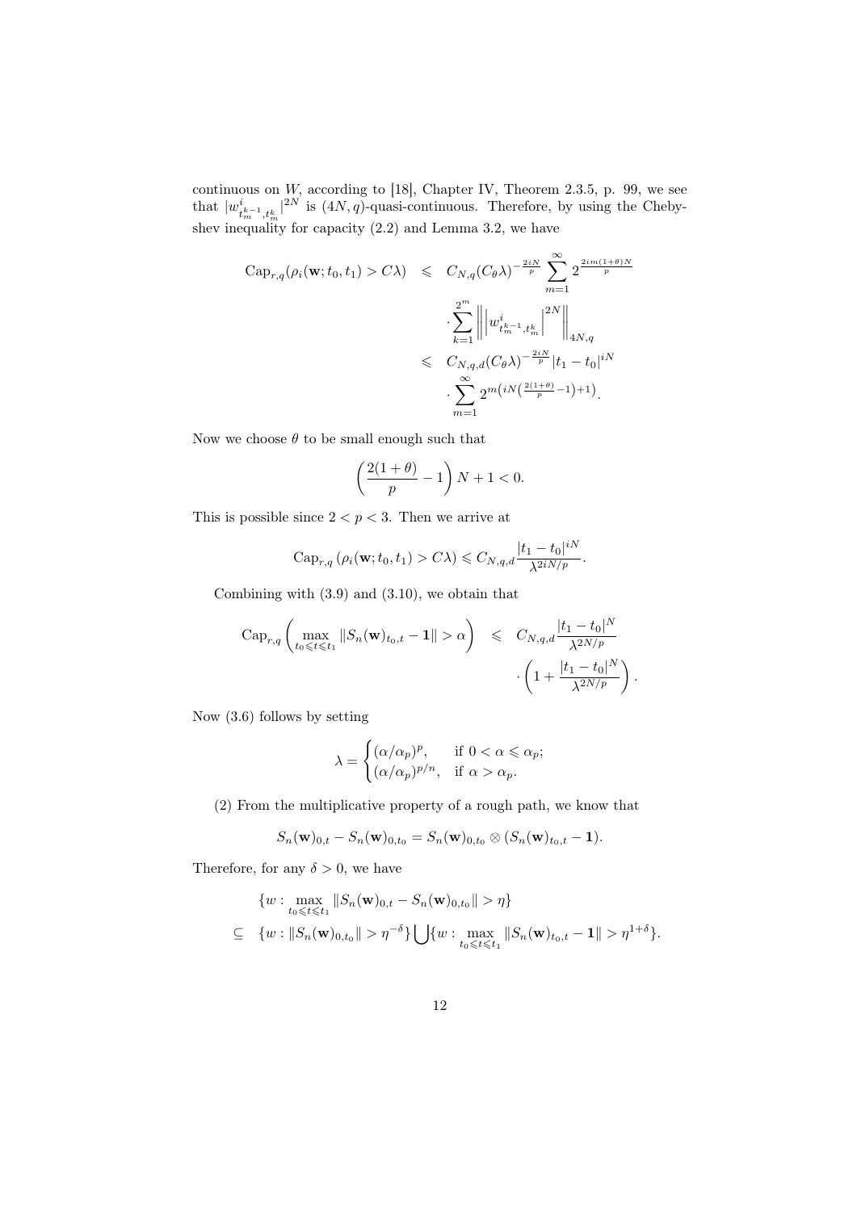continuous on $W$, according to [18], Chapter IV, Theorem 2.3.5, p. 99, we see that $|w^i_{t_m^{k-1},t_m^k}|^{2N}$ is $(4N,q)$-quasi-continuous. Therefore, by using the Chebyshev inequality for capacity (2.2) and Lemma 3.2, we have

$$
\begin{aligned}
\mathrm{Cap}_{r,q}(\rho_i(\mathbf{w};t_0,t_1)>C\lambda) &\leqslant C_{N,q}(C_\theta\lambda)^{-\frac{2iN}{p}}\sum_{m=1}^{\infty}2^{\frac{2im(1+\theta)N}{p}} \\
&\quad \cdot\sum_{k=1}^{2^m}\left\|\left|w^i_{t_m^{k-1},t_m^k}\right|^{2N}\right\|_{4N,q} \\
&\leqslant C_{N,q,d}(C_\theta\lambda)^{-\frac{2iN}{p}}|t_1-t_0|^{iN} \\
&\quad \cdot\sum_{m=1}^{\infty}2^{m\left(iN\left(\frac{2(1+\theta)}{p}-1\right)+1\right)}.
\end{aligned}
$$

Now we choose $\theta$ to be small enough such that

$$
\left(\frac{2(1+\theta)}{p}-1\right)N+1<0.
$$

This is possible since $2<p<3$. Then we arrive at

$$
\mathrm{Cap}_{r,q}\left(\rho_i(\mathbf{w};t_0,t_1)>C\lambda\right)\leqslant C_{N,q,d}\frac{|t_1-t_0|^{iN}}{\lambda^{2iN/p}}.
$$

Combining with (3.9) and (3.10), we obtain that

$$
\begin{aligned}
\mathrm{Cap}_{r,q}\left(\max_{t_0\leqslant t\leqslant t_1}\|S_n(\mathbf{w})_{t_0,t}-\mathbf{1}\|>\alpha\right) &\leqslant C_{N,q,d}\frac{|t_1-t_0|^N}{\lambda^{2N/p}} \\
&\quad \cdot\left(1+\frac{|t_1-t_0|^N}{\lambda^{2N/p}}\right).
\end{aligned}
$$

Now (3.6) follows by setting

$$
\lambda=\begin{cases}(\alpha/\alpha_p)^p, & \text{if } 0<\alpha\leqslant\alpha_p;\\ (\alpha/\alpha_p)^{p/n}, & \text{if } \alpha>\alpha_p.\end{cases}
$$

(2) From the multiplicative property of a rough path, we know that

$$
S_n(\mathbf{w})_{0,t}-S_n(\mathbf{w})_{0,t_0}=S_n(\mathbf{w})_{0,t_0}\otimes(S_n(\mathbf{w})_{t_0,t}-\mathbf{1}).
$$

Therefore, for any $\delta>0$, we have

$$
\begin{aligned}
&\{w:\max_{t_0\leqslant t\leqslant t_1}\|S_n(\mathbf{w})_{0,t}-S_n(\mathbf{w})_{0,t_0}\|>\eta\} \\
\subseteq\ &\{w:\|S_n(\mathbf{w})_{0,t_0}\|>\eta^{-\delta}\}\bigcup\{w:\max_{t_0\leqslant t\leqslant t_1}\|S_n(\mathbf{w})_{t_0,t}-\mathbf{1}\|>\eta^{1+\delta}\}.
\end{aligned}
$$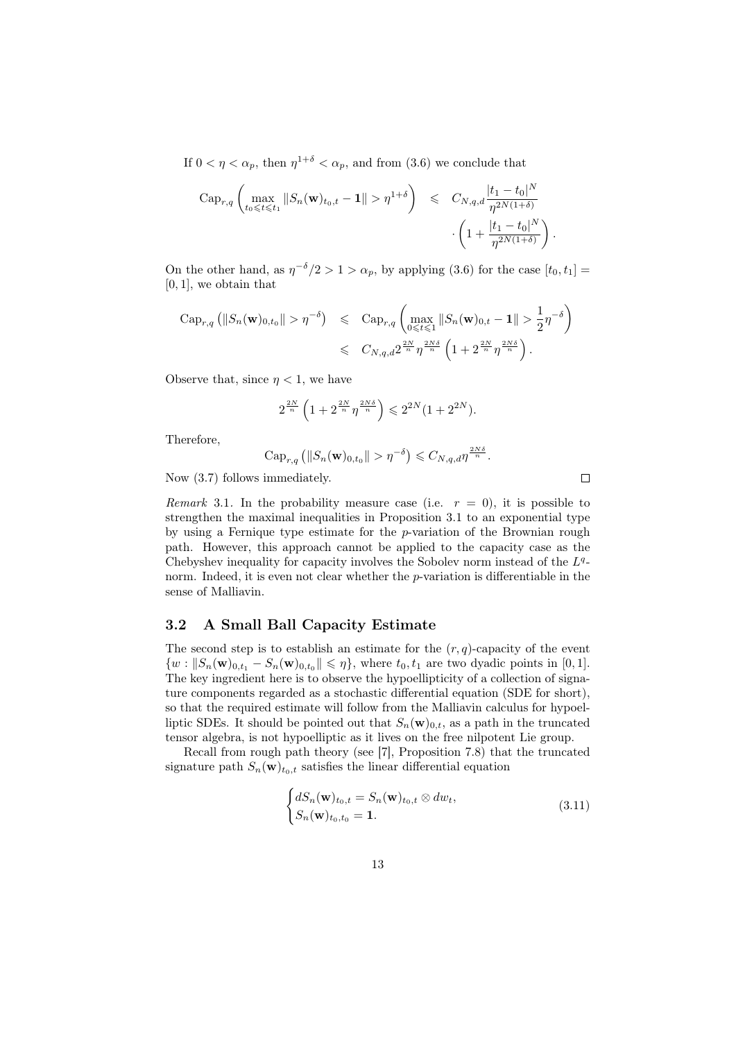If $0 < \eta < \alpha_p$, then $\eta^{1+\delta} < \alpha_p$, and from (3.6) we conclude that

$$
\begin{aligned}
\mathrm{Cap}_{r,q}\left( \max_{t_0 \leqslant t \leqslant t_1} \|S_n(\mathbf{w})_{t_0,t} - \mathbf{1}\| > \eta^{1+\delta} \right) &\leqslant C_{N,q,d} \frac{|t_1 - t_0|^N}{\eta^{2N(1+\delta)}} \\
&\quad \cdot \left( 1 + \frac{|t_1 - t_0|^N}{\eta^{2N(1+\delta)}} \right).
\end{aligned}
$$

On the other hand, as $\eta^{-\delta}/2 > 1 > \alpha_p$, by applying (3.6) for the case $[t_0, t_1] = [0, 1]$, we obtain that

$$
\begin{aligned}
\mathrm{Cap}_{r,q}\left( \|S_n(\mathbf{w})_{0,t_0}\| > \eta^{-\delta} \right) &\leqslant \mathrm{Cap}_{r,q}\left( \max_{0 \leqslant t \leqslant 1} \|S_n(\mathbf{w})_{0,t} - \mathbf{1}\| > \frac{1}{2}\eta^{-\delta} \right) \\
&\leqslant C_{N,q,d} 2^{\frac{2N}{n}} \eta^{\frac{2N\delta}{n}} \left( 1 + 2^{\frac{2N}{n}} \eta^{\frac{2N\delta}{n}} \right).
\end{aligned}
$$

Observe that, since $\eta < 1$, we have

$$
2^{\frac{2N}{n}} \left( 1 + 2^{\frac{2N}{n}} \eta^{\frac{2N\delta}{n}} \right) \leqslant 2^{2N}(1 + 2^{2N}).
$$

Therefore,

$$
\mathrm{Cap}_{r,q}\left( \|S_n(\mathbf{w})_{0,t_0}\| > \eta^{-\delta} \right) \leqslant C_{N,q,d} \eta^{\frac{2N\delta}{n}}.
$$

Now (3.7) follows immediately. □

*Remark* 3.1. In the probability measure case (i.e. $r = 0$), it is possible to strengthen the maximal inequalities in Proposition 3.1 to an exponential type by using a Fernique type estimate for the $p$-variation of the Brownian rough path. However, this approach cannot be applied to the capacity case as the Chebyshev inequality for capacity involves the Sobolev norm instead of the $L^q$-norm. Indeed, it is even not clear whether the $p$-variation is differentiable in the sense of Malliavin.

### 3.2 A Small Ball Capacity Estimate

The second step is to establish an estimate for the $(r, q)$-capacity of the event $\{w : \|S_n(\mathbf{w})_{0,t_1} - S_n(\mathbf{w})_{0,t_0}\| \leqslant \eta\}$, where $t_0, t_1$ are two dyadic points in $[0, 1]$. The key ingredient here is to observe the hypoellipticity of a collection of signature components regarded as a stochastic differential equation (SDE for short), so that the required estimate will follow from the Malliavin calculus for hypoelliptic SDEs. It should be pointed out that $S_n(\mathbf{w})_{0,t}$, as a path in the truncated tensor algebra, is not hypoelliptic as it lives on the free nilpotent Lie group.

Recall from rough path theory (see [7], Proposition 7.8) that the truncated signature path $S_n(\mathbf{w})_{t_0,t}$ satisfies the linear differential equation

$$
\begin{cases}
dS_n(\mathbf{w})_{t_0,t} = S_n(\mathbf{w})_{t_0,t} \otimes dw_t, \\
S_n(\mathbf{w})_{t_0,t_0} = \mathbf{1}.
\end{cases}
\tag{3.11}
$$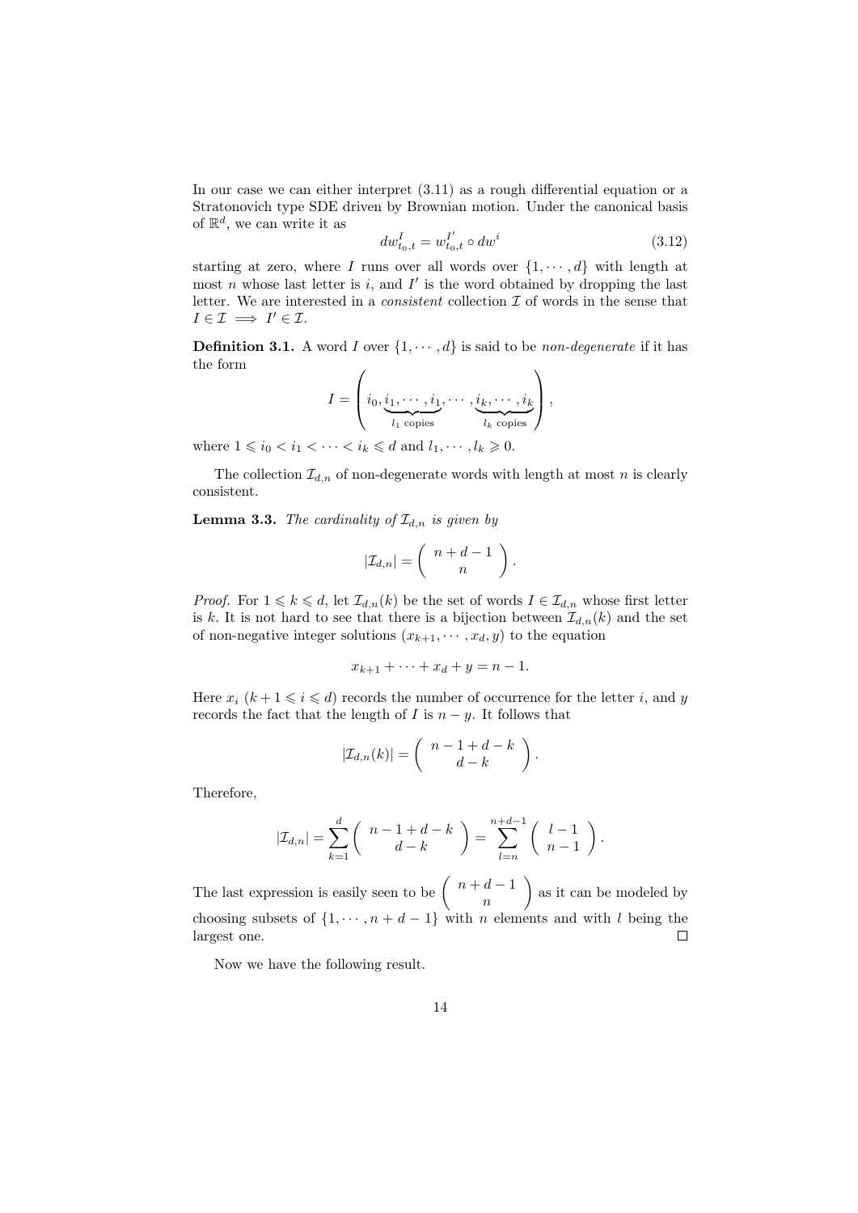In our case we can either interpret (3.11) as a rough differential equation or a Stratonovich type SDE driven by Brownian motion. Under the canonical basis of $\mathbb{R}^d$, we can write it as

$$dw^I_{t_0,t} = w^{I'}_{t_0,t} \circ dw^i \tag{3.12}$$

starting at zero, where $I$ runs over all words over $\{1, \cdots, d\}$ with length at most $n$ whose last letter is $i$, and $I'$ is the word obtained by dropping the last letter. We are interested in a *consistent* collection $\mathcal{I}$ of words in the sense that $I \in \mathcal{I} \implies I' \in \mathcal{I}$.

**Definition 3.1.** A word $I$ over $\{1, \cdots, d\}$ is said to be *non-degenerate* if it has the form

$$I = \left( i_0, \underbrace{i_1, \cdots, i_1}_{l_1 \text{ copies}}, \cdots, \underbrace{i_k, \cdots, i_k}_{l_k \text{ copies}} \right),$$

where $1 \leqslant i_0 < i_1 < \cdots < i_k \leqslant d$ and $l_1, \cdots, l_k \geqslant 0$.

The collection $\mathcal{I}_{d,n}$ of non-degenerate words with length at most $n$ is clearly consistent.

**Lemma 3.3.** *The cardinality of $\mathcal{I}_{d,n}$ is given by*

$$|\mathcal{I}_{d,n}| = \binom{n+d-1}{n}.$$

*Proof.* For $1 \leqslant k \leqslant d$, let $\mathcal{I}_{d,n}(k)$ be the set of words $I \in \mathcal{I}_{d,n}$ whose first letter is $k$. It is not hard to see that there is a bijection between $\mathcal{I}_{d,n}(k)$ and the set of non-negative integer solutions $(x_{k+1}, \cdots, x_d, y)$ to the equation

$$x_{k+1} + \cdots + x_d + y = n - 1.$$

Here $x_i$ $(k+1 \leqslant i \leqslant d)$ records the number of occurrence for the letter $i$, and $y$ records the fact that the length of $I$ is $n - y$. It follows that

$$|\mathcal{I}_{d,n}(k)| = \binom{n-1+d-k}{d-k}.$$

Therefore,

$$|\mathcal{I}_{d,n}| = \sum_{k=1}^{d} \binom{n-1+d-k}{d-k} = \sum_{l=n}^{n+d-1} \binom{l-1}{n-1}.$$

The last expression is easily seen to be $\binom{n+d-1}{n}$ as it can be modeled by choosing subsets of $\{1, \cdots, n+d-1\}$ with $n$ elements and with $l$ being the largest one. $\square$

Now we have the following result.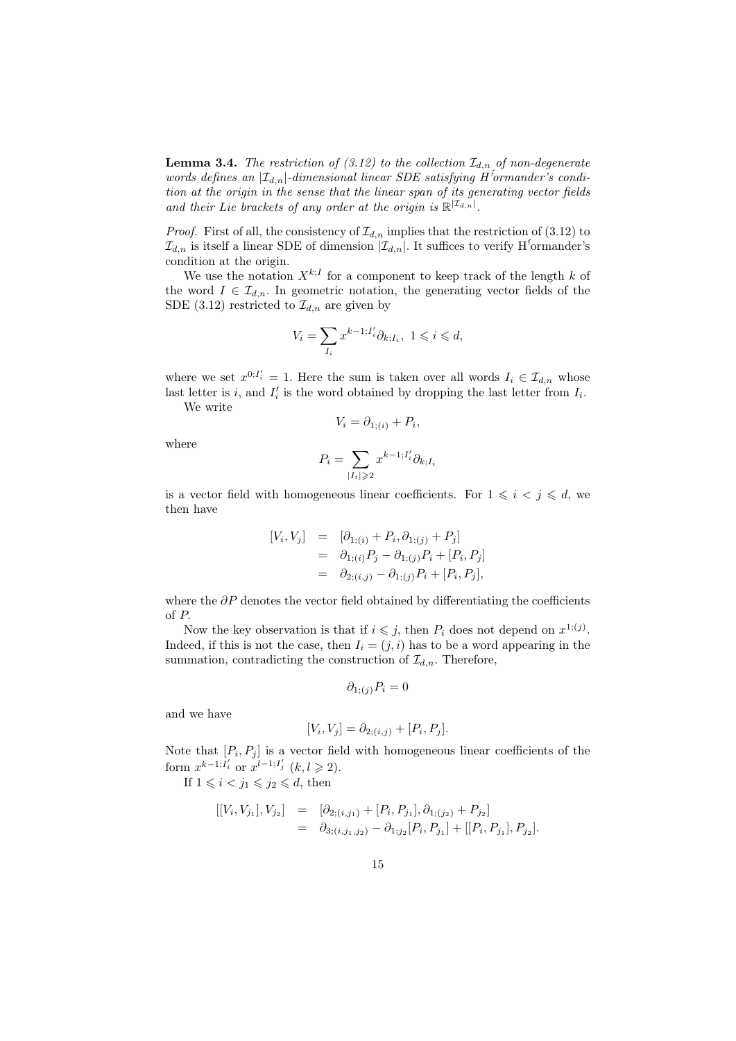**Lemma 3.4.** *The restriction of (3.12) to the collection $\mathcal{I}_{d,n}$ of non-degenerate words defines an $|\mathcal{I}_{d,n}|$-dimensional linear SDE satisfying Hörmander's condition at the origin in the sense that the linear span of its generating vector fields and their Lie brackets of any order at the origin is $\mathbb{R}^{|\mathcal{I}_{d,n}|}$.*

*Proof.* First of all, the consistency of $\mathcal{I}_{d,n}$ implies that the restriction of (3.12) to $\mathcal{I}_{d,n}$ is itself a linear SDE of dimension $|\mathcal{I}_{d,n}|$. It suffices to verify Hörmander's condition at the origin.

We use the notation $X^{k;I}$ for a component to keep track of the length $k$ of the word $I \in \mathcal{I}_{d,n}$. In geometric notation, the generating vector fields of the SDE (3.12) restricted to $\mathcal{I}_{d,n}$ are given by

$$V_i = \sum_{I_i} x^{k-1;I_i'} \partial_{k;I_i}, \ 1 \leqslant i \leqslant d,$$

where we set $x^{0;I_i'} = 1$. Here the sum is taken over all words $I_i \in \mathcal{I}_{d,n}$ whose last letter is $i$, and $I_i'$ is the word obtained by dropping the last letter from $I_i$.

We write

$$V_i = \partial_{1;(i)} + P_i,$$

where

$$P_i = \sum_{|I_i| \geqslant 2} x^{k-1;I_i'} \partial_{k;I_i}$$

is a vector field with homogeneous linear coefficients. For $1 \leqslant i < j \leqslant d$, we then have

$$\begin{aligned}
[V_i, V_j] &= [\partial_{1;(i)} + P_i, \partial_{1;(j)} + P_j] \\
&= \partial_{1;(i)} P_j - \partial_{1;(j)} P_i + [P_i, P_j] \\
&= \partial_{2;(i,j)} - \partial_{1;(j)} P_i + [P_i, P_j],
\end{aligned}$$

where the $\partial P$ denotes the vector field obtained by differentiating the coefficients of $P$.

Now the key observation is that if $i \leqslant j$, then $P_i$ does not depend on $x^{1;(j)}$. Indeed, if this is not the case, then $I_i = (j, i)$ has to be a word appearing in the summation, contradicting the construction of $\mathcal{I}_{d,n}$. Therefore,

$$\partial_{1;(j)} P_i = 0$$

and we have

$$[V_i, V_j] = \partial_{2;(i,j)} + [P_i, P_j].$$

Note that $[P_i, P_j]$ is a vector field with homogeneous linear coefficients of the form $x^{k-1;I_i'}$ or $x^{l-1;I_j'}$ $(k, l \geqslant 2)$.

If $1 \leqslant i < j_1 \leqslant j_2 \leqslant d$, then

$$\begin{aligned}
[[V_i, V_{j_1}], V_{j_2}] &= [\partial_{2;(i,j_1)} + [P_i, P_{j_1}], \partial_{1;(j_2)} + P_{j_2}] \\
&= \partial_{3;(i,j_1,j_2)} - \partial_{1;j_2} [P_i, P_{j_1}] + [[P_i, P_{j_1}], P_{j_2}].
\end{aligned}$$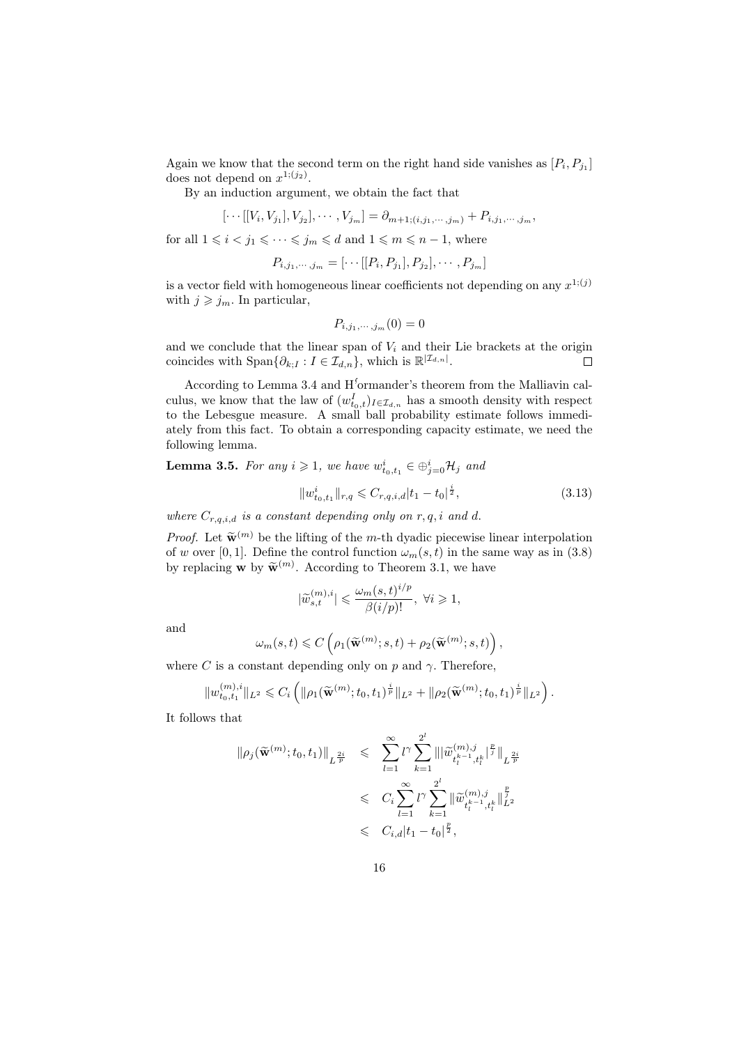Again we know that the second term on the right hand side vanishes as $[P_i, P_{j_1}]$ does not depend on $x^{1;(j_2)}$.

By an induction argument, we obtain the fact that

$$[\cdots[[V_i, V_{j_1}], V_{j_2}], \cdots, V_{j_m}] = \partial_{m+1;(i,j_1,\cdots,j_m)} + P_{i,j_1,\cdots,j_m},$$

for all $1 \leqslant i < j_1 \leqslant \cdots \leqslant j_m \leqslant d$ and $1 \leqslant m \leqslant n-1$, where

$$P_{i,j_1,\cdots,j_m} = [\cdots[[P_i, P_{j_1}], P_{j_2}], \cdots, P_{j_m}]$$

is a vector field with homogeneous linear coefficients not depending on any $x^{1;(j)}$ with $j \geqslant j_m$. In particular,

$$P_{i,j_1,\cdots,j_m}(0) = 0$$

and we conclude that the linear span of $V_i$ and their Lie brackets at the origin coincides with $\mathrm{Span}\{\partial_{k;I} : I \in \mathcal{I}_{d,n}\}$, which is $\mathbb{R}^{|\mathcal{I}_{d,n}|}$. $\square$

According to Lemma 3.4 and Hörmander's theorem from the Malliavin calculus, we know that the law of $(w^I_{t_0,t})_{I\in\mathcal{I}_{d,n}}$ has a smooth density with respect to the Lebesgue measure. A small ball probability estimate follows immediately from this fact. To obtain a corresponding capacity estimate, we need the following lemma.

**Lemma 3.5.** *For any $i \geqslant 1$, we have $w^i_{t_0,t_1} \in \oplus_{j=0}^i \mathcal{H}_j$ and*

$$\|w^i_{t_0,t_1}\|_{r,q} \leqslant C_{r,q,i,d}|t_1 - t_0|^{\frac{i}{2}}, \tag{3.13}$$

*where $C_{r,q,i,d}$ is a constant depending only on $r, q, i$ and $d$.*

*Proof.* Let $\widetilde{\mathbf{w}}^{(m)}$ be the lifting of the $m$-th dyadic piecewise linear interpolation of $w$ over $[0,1]$. Define the control function $\omega_m(s,t)$ in the same way as in (3.8) by replacing $\mathbf{w}$ by $\widetilde{\mathbf{w}}^{(m)}$. According to Theorem 3.1, we have

$$|\widetilde{w}^{(m),i}_{s,t}| \leqslant \frac{\omega_m(s,t)^{i/p}}{\beta(i/p)!},\ \forall i \geqslant 1,$$

and

$$\omega_m(s,t) \leqslant C\left(\rho_1(\widetilde{\mathbf{w}}^{(m)}; s,t) + \rho_2(\widetilde{\mathbf{w}}^{(m)}; s,t)\right),$$

where $C$ is a constant depending only on $p$ and $\gamma$. Therefore,

$$\|w^{(m),i}_{t_0,t_1}\|_{L^2} \leqslant C_i\left(\|\rho_1(\widetilde{\mathbf{w}}^{(m)}; t_0,t_1)^{\frac{i}{p}}\|_{L^2} + \|\rho_2(\widetilde{\mathbf{w}}^{(m)}; t_0,t_1)^{\frac{i}{p}}\|_{L^2}\right).$$

It follows that

$$\begin{aligned}
\|\rho_j(\widetilde{\mathbf{w}}^{(m)}; t_0,t_1)\|_{L^{\frac{2i}{p}}} &\leqslant \sum_{l=1}^{\infty} l^\gamma \sum_{k=1}^{2^l} \||\widetilde{w}^{(m),j}_{t_l^{k-1},t_l^k}|^{\frac{p}{j}}\|_{L^{\frac{2i}{p}}} \\
&\leqslant C_i \sum_{l=1}^{\infty} l^\gamma \sum_{k=1}^{2^l} \|\widetilde{w}^{(m),j}_{t_l^{k-1},t_l^k}\|_{L^2}^{\frac{p}{j}} \\
&\leqslant C_{i,d}|t_1 - t_0|^{\frac{p}{2}},
\end{aligned}$$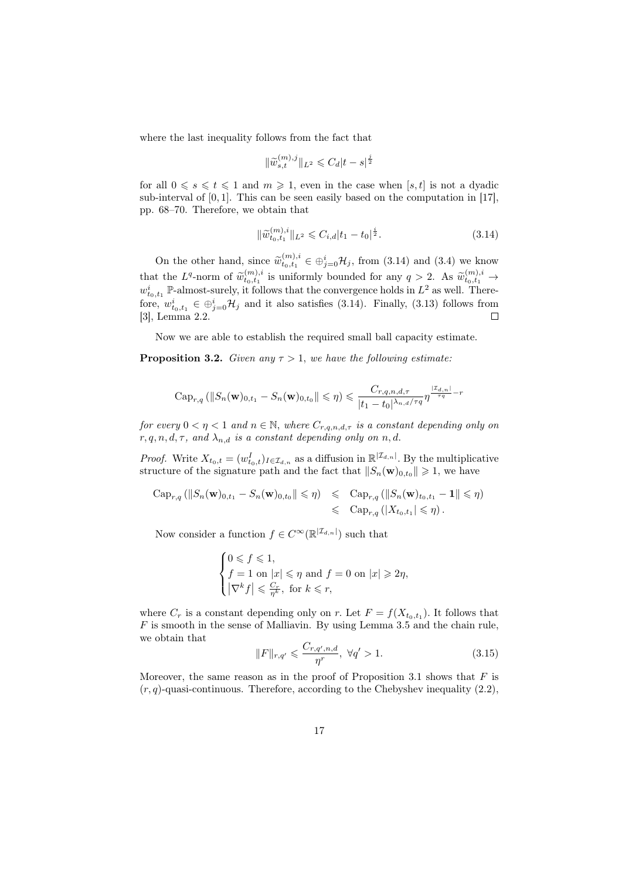where the last inequality follows from the fact that

$$\|\widetilde{w}_{s,t}^{(m),j}\|_{L^2} \leqslant C_d |t-s|^{\frac{j}{2}}$$

for all $0 \leqslant s \leqslant t \leqslant 1$ and $m \geqslant 1$, even in the case when $[s,t]$ is not a dyadic sub-interval of $[0,1]$. This can be seen easily based on the computation in [17], pp. 68–70. Therefore, we obtain that

$$\|\widetilde{w}_{t_0,t_1}^{(m),i}\|_{L^2} \leqslant C_{i,d} |t_1 - t_0|^{\frac{i}{2}}. \tag{3.14}$$

On the other hand, since $\widetilde{w}_{t_0,t_1}^{(m),i} \in \oplus_{j=0}^{i} \mathcal{H}_j$, from (3.14) and (3.4) we know that the $L^q$-norm of $\widetilde{w}_{t_0,t_1}^{(m),i}$ is uniformly bounded for any $q > 2$. As $\widetilde{w}_{t_0,t_1}^{(m),i} \to w_{t_0,t_1}^{i}$ $\mathbb{P}$-almost-surely, it follows that the convergence holds in $L^2$ as well. Therefore, $w_{t_0,t_1}^{i} \in \oplus_{j=0}^{i} \mathcal{H}_j$ and it also satisfies (3.14). Finally, (3.13) follows from [3], Lemma 2.2. $\square$

Now we are able to establish the required small ball capacity estimate.

**Proposition 3.2.** *Given any $\tau > 1$, we have the following estimate:*

$$\mathrm{Cap}_{r,q}\left(\|S_n(\mathbf{w})_{0,t_1} - S_n(\mathbf{w})_{0,t_0}\| \leqslant \eta\right) \leqslant \frac{C_{r,q,n,d,\tau}}{|t_1 - t_0|^{\lambda_{n,d}/\tau q}} \eta^{\frac{|\mathcal{I}_{d,n}|}{\tau q} - r}$$

*for every $0 < \eta < 1$ and $n \in \mathbb{N}$, where $C_{r,q,n,d,\tau}$ is a constant depending only on $r, q, n, d, \tau$, and $\lambda_{n,d}$ is a constant depending only on $n, d$.*

*Proof.* Write $X_{t_0,t} = (w_{t_0,t}^{I})_{I \in \mathcal{I}_{d,n}}$ as a diffusion in $\mathbb{R}^{|\mathcal{I}_{d,n}|}$. By the multiplicative structure of the signature path and the fact that $\|S_n(\mathbf{w})_{0,t_0}\| \geqslant 1$, we have

$$\begin{aligned}
\mathrm{Cap}_{r,q}\left(\|S_n(\mathbf{w})_{0,t_1} - S_n(\mathbf{w})_{0,t_0}\| \leqslant \eta\right) &\leqslant \mathrm{Cap}_{r,q}\left(\|S_n(\mathbf{w})_{t_0,t_1} - \mathbf{1}\| \leqslant \eta\right) \\
&\leqslant \mathrm{Cap}_{r,q}\left(|X_{t_0,t_1}| \leqslant \eta\right).
\end{aligned}$$

Now consider a function $f \in C^\infty(\mathbb{R}^{|\mathcal{I}_{d,n}|})$ such that

$$\begin{cases} 0 \leqslant f \leqslant 1, \\ f = 1 \text{ on } |x| \leqslant \eta \text{ and } f = 0 \text{ on } |x| \geqslant 2\eta, \\ \left|\nabla^k f\right| \leqslant \frac{C_r}{\eta^k}, \text{ for } k \leqslant r, \end{cases}$$

where $C_r$ is a constant depending only on $r$. Let $F = f(X_{t_0,t_1})$. It follows that $F$ is smooth in the sense of Malliavin. By using Lemma 3.5 and the chain rule, we obtain that

$$\|F\|_{r,q'} \leqslant \frac{C_{r,q',n,d}}{\eta^r}, \ \forall q' > 1. \tag{3.15}$$

Moreover, the same reason as in the proof of Proposition 3.1 shows that $F$ is $(r,q)$-quasi-continuous. Therefore, according to the Chebyshev inequality (2.2),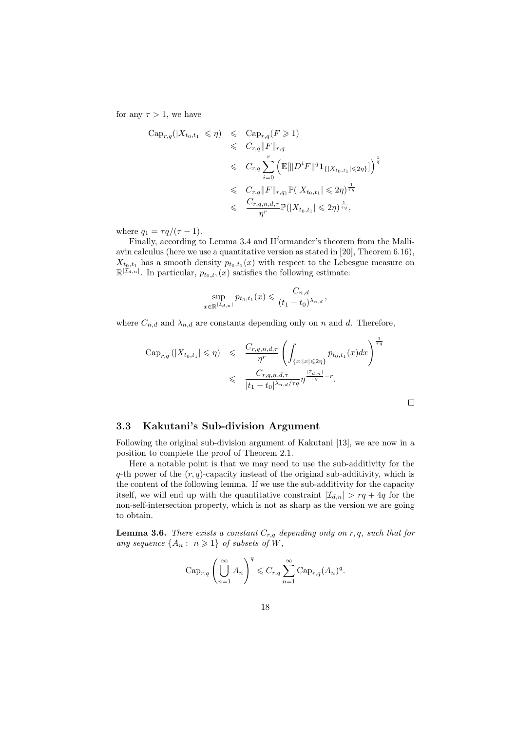for any $\tau > 1$, we have

$$
\begin{aligned}
\mathrm{Cap}_{r,q}(|X_{t_0,t_1}| \leqslant \eta) &\leqslant \mathrm{Cap}_{r,q}(F \geqslant 1) \\
&\leqslant C_{r,q}\|F\|_{r,q} \\
&\leqslant C_{r,q}\sum_{i=0}^{r}\left(\mathbb{E}[\|D^i F\|^q \mathbf{1}_{\{|X_{t_0,t_1}|\leqslant 2\eta\}}]\right)^{\frac{1}{q}} \\
&\leqslant C_{r,q}\|F\|_{r,q_1}\mathbb{P}(|X_{t_0,t_1}| \leqslant 2\eta)^{\frac{1}{\tau q}} \\
&\leqslant \frac{C_{r,q,n,d,\tau}}{\eta^r}\mathbb{P}(|X_{t_0,t_1}| \leqslant 2\eta)^{\frac{1}{\tau q}},
\end{aligned}
$$

where $q_1 = \tau q/(\tau - 1)$.

Finally, according to Lemma 3.4 and Hörmander's theorem from the Malliavin calculus (here we use a quantitative version as stated in [20], Theorem 6.16), $X_{t_0,t_1}$ has a smooth density $p_{t_0,t_1}(x)$ with respect to the Lebesgue measure on $\mathbb{R}^{|\mathcal{I}_{d,n}|}$. In particular, $p_{t_0,t_1}(x)$ satisfies the following estimate:

$$
\sup_{x\in\mathbb{R}^{|\mathcal{I}_{d,n}|}} p_{t_0,t_1}(x) \leqslant \frac{C_{n,d}}{(t_1 - t_0)^{\lambda_{n,d}}},
$$

where $C_{n,d}$ and $\lambda_{n,d}$ are constants depending only on $n$ and $d$. Therefore,

$$
\begin{aligned}
\mathrm{Cap}_{r,q}\left(|X_{t_0,t_1}| \leqslant \eta\right) &\leqslant \frac{C_{r,q,n,d,\tau}}{\eta^r}\left(\int_{\{x:|x|\leqslant 2\eta\}} p_{t_0,t_1}(x)dx\right)^{\frac{1}{\tau q}} \\
&\leqslant \frac{C_{r,q,n,d,\tau}}{|t_1 - t_0|^{\lambda_{n,d}/\tau q}}\eta^{\frac{|\mathcal{I}_{d,n}|}{\tau q} - r}.
\end{aligned}
$$

□

### 3.3 Kakutani's Sub-division Argument

Following the original sub-division argument of Kakutani [13], we are now in a position to complete the proof of Theorem 2.1.

Here a notable point is that we may need to use the sub-additivity for the $q$-th power of the $(r,q)$-capacity instead of the original sub-additivity, which is the content of the following lemma. If we use the sub-additivity for the capacity itself, we will end up with the quantitative constraint $|\mathcal{I}_{d,n}| > rq + 4q$ for the non-self-intersection property, which is not as sharp as the version we are going to obtain.

**Lemma 3.6.** *There exists a constant $C_{r,q}$ depending only on $r, q$, such that for any sequence $\{A_n : n \geqslant 1\}$ of subsets of $W$,*

$$
\mathrm{Cap}_{r,q}\left(\bigcup_{n=1}^{\infty} A_n\right)^q \leqslant C_{r,q}\sum_{n=1}^{\infty}\mathrm{Cap}_{r,q}(A_n)^q.
$$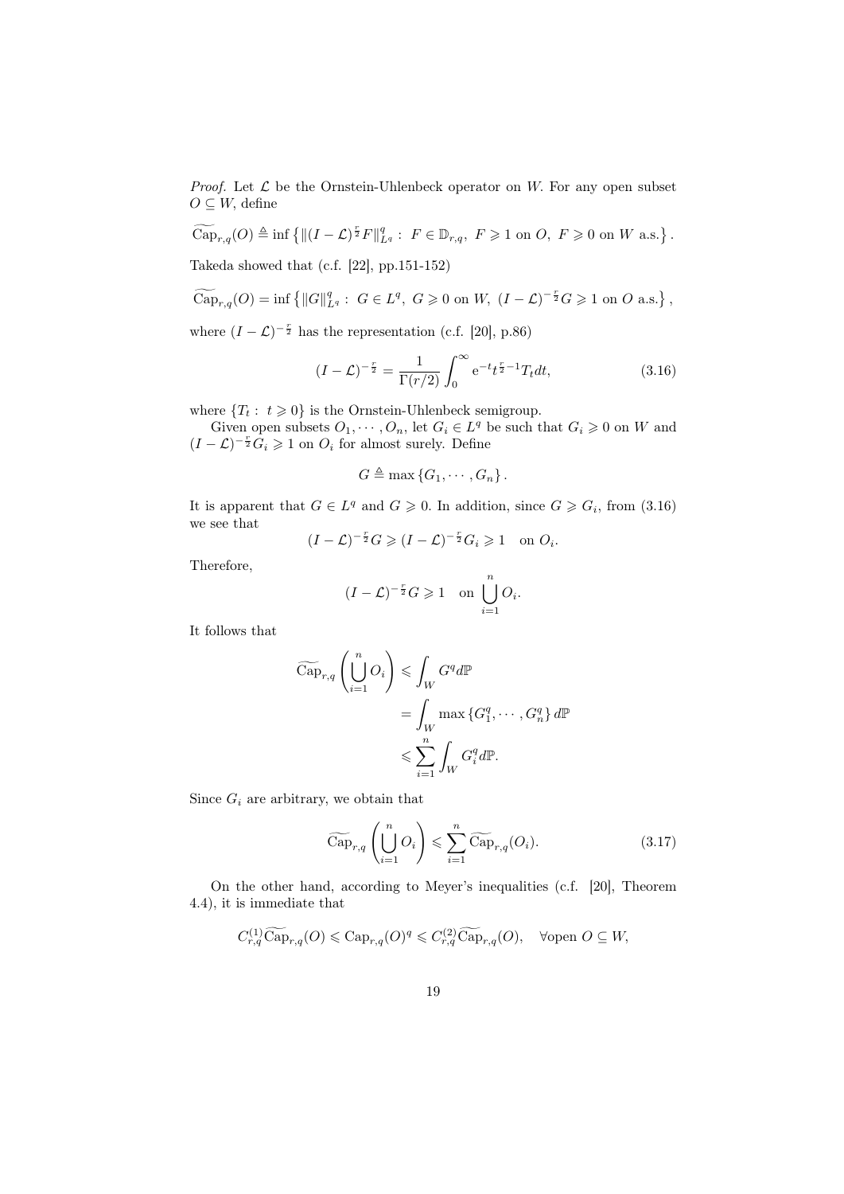*Proof.* Let $\mathcal{L}$ be the Ornstein-Uhlenbeck operator on $W$. For any open subset $O \subseteq W$, define

$$\widetilde{\mathrm{Cap}}_{r,q}(O) \triangleq \inf\left\{\|(I-\mathcal{L})^{\frac{r}{2}}F\|_{L^q}^q :\ F \in \mathbb{D}_{r,q},\ F \geqslant 1 \text{ on } O,\ F \geqslant 0 \text{ on } W \text{ a.s.}\right\}.$$

Takeda showed that (c.f. [22], pp.151-152)

$$\widetilde{\mathrm{Cap}}_{r,q}(O) = \inf\left\{\|G\|_{L^q}^q :\ G \in L^q,\ G \geqslant 0 \text{ on } W,\ (I-\mathcal{L})^{-\frac{r}{2}}G \geqslant 1 \text{ on } O \text{ a.s.}\right\},$$

where $(I-\mathcal{L})^{-\frac{r}{2}}$ has the representation (c.f. [20], p.86)

$$(I-\mathcal{L})^{-\frac{r}{2}} = \frac{1}{\Gamma(r/2)}\int_0^\infty \mathrm{e}^{-t}t^{\frac{r}{2}-1}T_t dt, \tag{3.16}$$

where $\{T_t :\ t \geqslant 0\}$ is the Ornstein-Uhlenbeck semigroup.

Given open subsets $O_1, \cdots, O_n$, let $G_i \in L^q$ be such that $G_i \geqslant 0$ on $W$ and $(I-\mathcal{L})^{-\frac{r}{2}}G_i \geqslant 1$ on $O_i$ for almost surely. Define

$$G \triangleq \max\{G_1, \cdots, G_n\}.$$

It is apparent that $G \in L^q$ and $G \geqslant 0$. In addition, since $G \geqslant G_i$, from (3.16) we see that

$$(I-\mathcal{L})^{-\frac{r}{2}}G \geqslant (I-\mathcal{L})^{-\frac{r}{2}}G_i \geqslant 1 \quad \text{on } O_i.$$

Therefore,

$$(I-\mathcal{L})^{-\frac{r}{2}}G \geqslant 1 \quad \text{on } \bigcup_{i=1}^n O_i.$$

It follows that

$$\begin{aligned}\widetilde{\mathrm{Cap}}_{r,q}\left(\bigcup_{i=1}^n O_i\right) &\leqslant \int_W G^q d\mathbb{P} \\ &= \int_W \max\{G_1^q, \cdots, G_n^q\}\, d\mathbb{P} \\ &\leqslant \sum_{i=1}^n \int_W G_i^q d\mathbb{P}.\end{aligned}$$

Since $G_i$ are arbitrary, we obtain that

$$\widetilde{\mathrm{Cap}}_{r,q}\left(\bigcup_{i=1}^n O_i\right) \leqslant \sum_{i=1}^n \widetilde{\mathrm{Cap}}_{r,q}(O_i). \tag{3.17}$$

On the other hand, according to Meyer's inequalities (c.f. [20], Theorem 4.4), it is immediate that

$$C_{r,q}^{(1)}\widetilde{\mathrm{Cap}}_{r,q}(O) \leqslant \mathrm{Cap}_{r,q}(O)^q \leqslant C_{r,q}^{(2)}\widetilde{\mathrm{Cap}}_{r,q}(O), \quad \forall \text{open } O \subseteq W,$$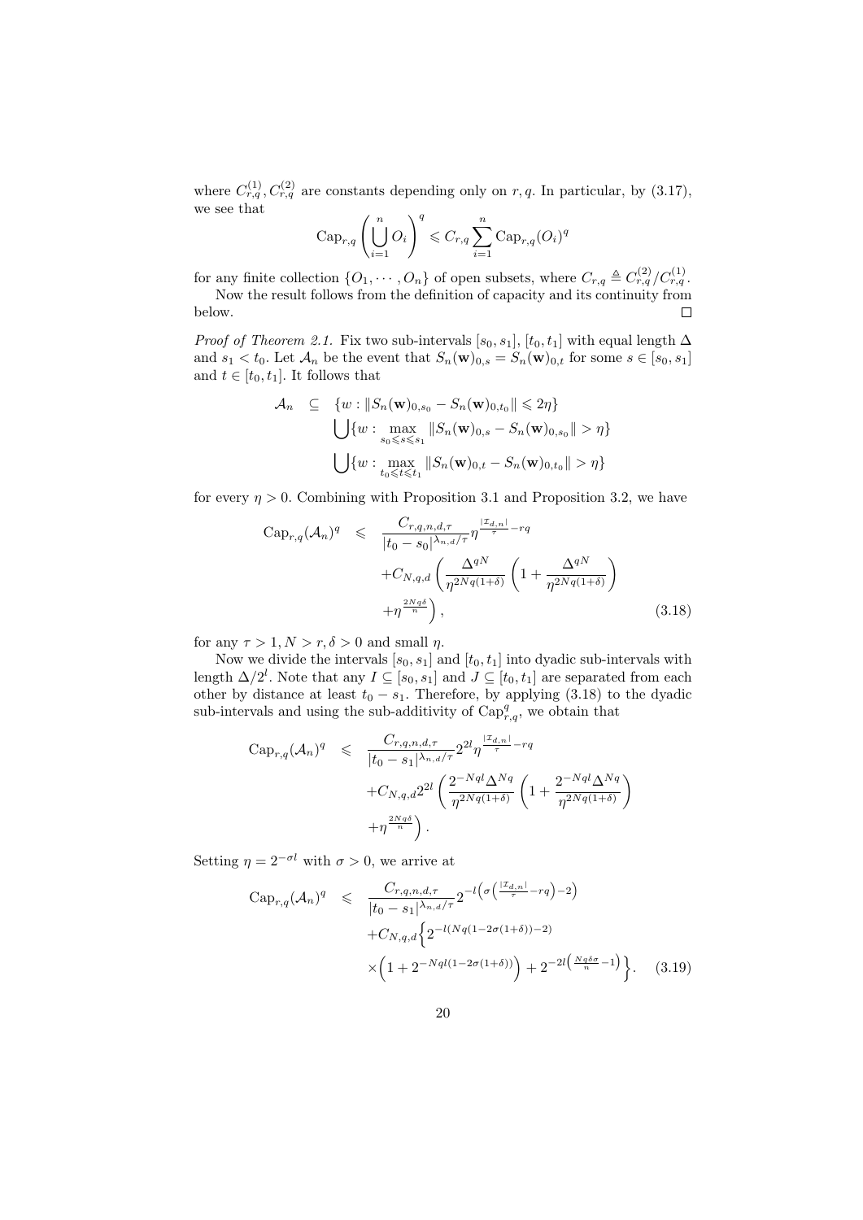where $C_{r,q}^{(1)}, C_{r,q}^{(2)}$ are constants depending only on $r,q$. In particular, by (3.17), we see that

$$\mathrm{Cap}_{r,q}\left(\bigcup_{i=1}^{n} O_i\right)^q \leqslant C_{r,q}\sum_{i=1}^{n}\mathrm{Cap}_{r,q}(O_i)^q$$

for any finite collection $\{O_1,\cdots,O_n\}$ of open subsets, where $C_{r,q} \triangleq C_{r,q}^{(2)}/C_{r,q}^{(1)}$.

Now the result follows from the definition of capacity and its continuity from below. $\square$

*Proof of Theorem 2.1.* Fix two sub-intervals $[s_0,s_1]$, $[t_0,t_1]$ with equal length $\Delta$ and $s_1<t_0$. Let $\mathcal{A}_n$ be the event that $S_n(\mathbf{w})_{0,s}=S_n(\mathbf{w})_{0,t}$ for some $s\in[s_0,s_1]$ and $t\in[t_0,t_1]$. It follows that

$$\begin{aligned}\mathcal{A}_n \quad &\subseteq \quad \{w : \|S_n(\mathbf{w})_{0,s_0}-S_n(\mathbf{w})_{0,t_0}\|\leqslant 2\eta\}\\ &\quad\quad \bigcup\{w:\max_{s_0\leqslant s\leqslant s_1}\|S_n(\mathbf{w})_{0,s}-S_n(\mathbf{w})_{0,s_0}\|>\eta\}\\ &\quad\quad \bigcup\{w:\max_{t_0\leqslant t\leqslant t_1}\|S_n(\mathbf{w})_{0,t}-S_n(\mathbf{w})_{0,t_0}\|>\eta\}\end{aligned}$$

for every $\eta>0$. Combining with Proposition 3.1 and Proposition 3.2, we have

$$\begin{aligned}\mathrm{Cap}_{r,q}(\mathcal{A}_n)^q \quad \leqslant \quad & \frac{C_{r,q,n,d,\tau}}{|t_0-s_0|^{\lambda_{n,d}/\tau}}\eta^{\frac{|\mathcal{I}_{d,n}|}{\tau}-rq}\\ &+C_{N,q,d}\left(\frac{\Delta^{qN}}{\eta^{2Nq(1+\delta)}}\left(1+\frac{\Delta^{qN}}{\eta^{2Nq(1+\delta)}}\right)\right.\\ &\left.+\eta^{\frac{2Nq\delta}{n}}\right), \end{aligned}\tag{3.18}$$

for any $\tau>1, N>r, \delta>0$ and small $\eta$.

Now we divide the intervals $[s_0,s_1]$ and $[t_0,t_1]$ into dyadic sub-intervals with length $\Delta/2^l$. Note that any $I\subseteq[s_0,s_1]$ and $J\subseteq[t_0,t_1]$ are separated from each other by distance at least $t_0-s_1$. Therefore, by applying (3.18) to the dyadic sub-intervals and using the sub-additivity of $\mathrm{Cap}_{r,q}^q$, we obtain that

$$\begin{aligned}\mathrm{Cap}_{r,q}(\mathcal{A}_n)^q \quad \leqslant \quad & \frac{C_{r,q,n,d,\tau}}{|t_0-s_1|^{\lambda_{n,d}/\tau}}2^{2l}\eta^{\frac{|\mathcal{I}_{d,n}|}{\tau}-rq}\\ &+C_{N,q,d}2^{2l}\left(\frac{2^{-Nql}\Delta^{Nq}}{\eta^{2Nq(1+\delta)}}\left(1+\frac{2^{-Nql}\Delta^{Nq}}{\eta^{2Nq(1+\delta)}}\right)\right.\\ &\left.+\eta^{\frac{2Nq\delta}{n}}\right).\end{aligned}$$

Setting $\eta=2^{-\sigma l}$ with $\sigma>0$, we arrive at

$$\begin{aligned}\mathrm{Cap}_{r,q}(\mathcal{A}_n)^q \quad \leqslant \quad & \frac{C_{r,q,n,d,\tau}}{|t_0-s_1|^{\lambda_{n,d}/\tau}}2^{-l\left(\sigma\left(\frac{|\mathcal{I}_{d,n}|}{\tau}-rq\right)-2\right)}\\ &+C_{N,q,d}\Big\{2^{-l(Nq(1-2\sigma(1+\delta))-2)}\\ &\times\left(1+2^{-Nql(1-2\sigma(1+\delta))}\right)+2^{-2l\left(\frac{Nq\delta\sigma}{n}-1\right)}\Big\}. \end{aligned}\tag{3.19}$$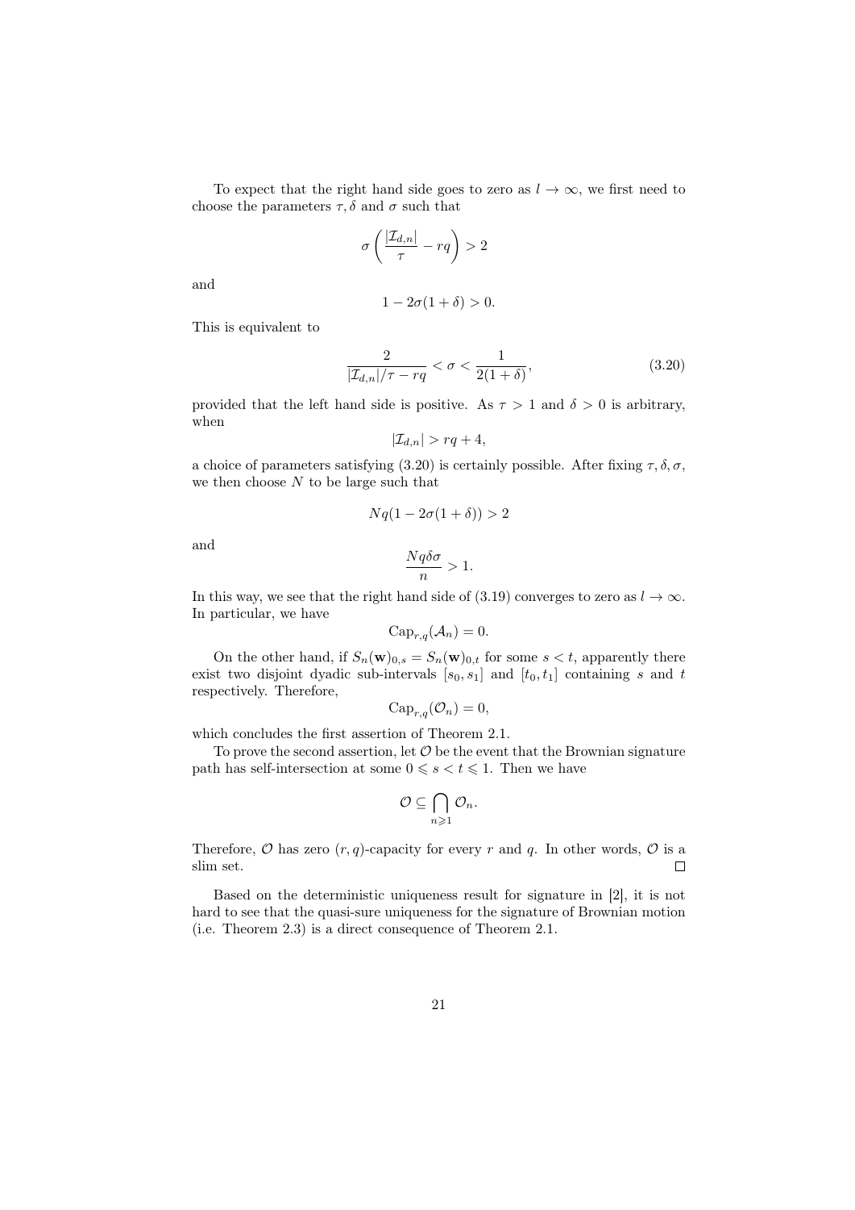To expect that the right hand side goes to zero as $l \to \infty$, we first need to choose the parameters $\tau, \delta$ and $\sigma$ such that

$$\sigma\left(\frac{|\mathcal{I}_{d,n}|}{\tau} - rq\right) > 2$$

and

$$1 - 2\sigma(1+\delta) > 0.$$

This is equivalent to

$$\frac{2}{|\mathcal{I}_{d,n}|/\tau - rq} < \sigma < \frac{1}{2(1+\delta)}, \tag{3.20}$$

provided that the left hand side is positive. As $\tau > 1$ and $\delta > 0$ is arbitrary, when

$$|\mathcal{I}_{d,n}| > rq + 4,$$

a choice of parameters satisfying (3.20) is certainly possible. After fixing $\tau, \delta, \sigma$, we then choose $N$ to be large such that

$$Nq(1 - 2\sigma(1+\delta)) > 2$$

and

$$\frac{Nq\delta\sigma}{n} > 1.$$

In this way, we see that the right hand side of (3.19) converges to zero as $l \to \infty$. In particular, we have

$$\mathrm{Cap}_{r,q}(\mathcal{A}_n) = 0.$$

On the other hand, if $S_n(\mathbf{w})_{0,s} = S_n(\mathbf{w})_{0,t}$ for some $s < t$, apparently there exist two disjoint dyadic sub-intervals $[s_0, s_1]$ and $[t_0, t_1]$ containing $s$ and $t$ respectively. Therefore,

$$\mathrm{Cap}_{r,q}(\mathcal{O}_n) = 0,$$

which concludes the first assertion of Theorem 2.1.

To prove the second assertion, let $\mathcal{O}$ be the event that the Brownian signature path has self-intersection at some $0 \leqslant s < t \leqslant 1$. Then we have

$$\mathcal{O} \subseteq \bigcap_{n \geqslant 1} \mathcal{O}_n.$$

Therefore, $\mathcal{O}$ has zero $(r,q)$-capacity for every $r$ and $q$. In other words, $\mathcal{O}$ is a slim set. $\square$

Based on the deterministic uniqueness result for signature in [2], it is not hard to see that the quasi-sure uniqueness for the signature of Brownian motion (i.e. Theorem 2.3) is a direct consequence of Theorem 2.1.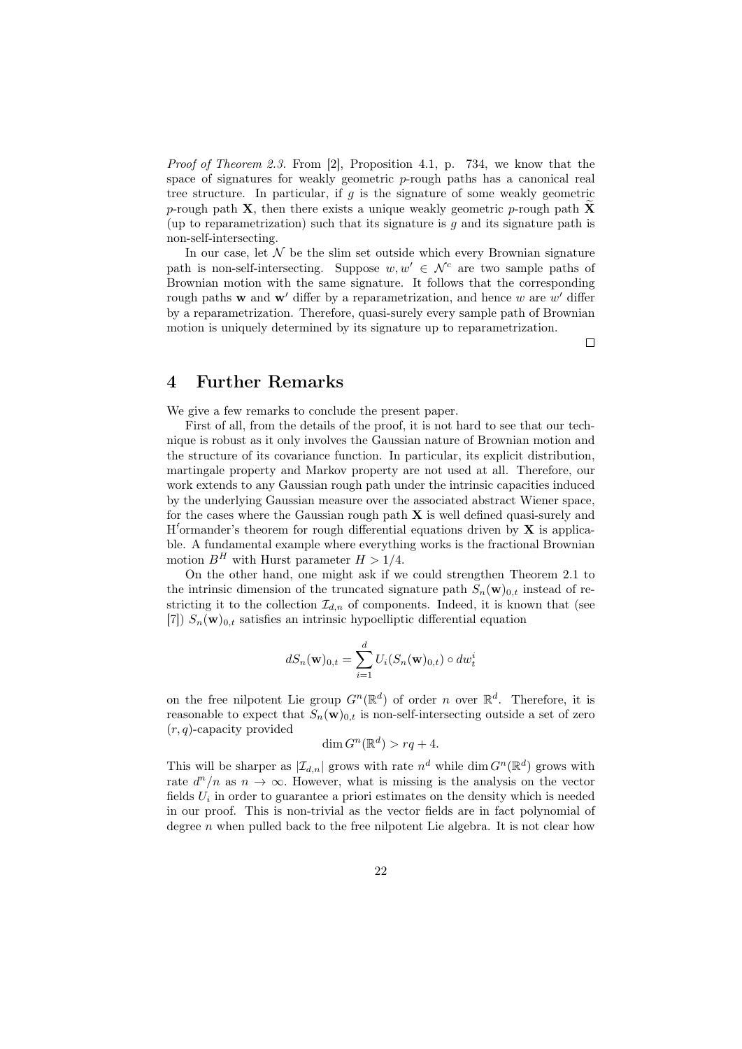*Proof of Theorem 2.3.* From [2], Proposition 4.1, p. 734, we know that the space of signatures for weakly geometric $p$-rough paths has a canonical real tree structure. In particular, if $g$ is the signature of some weakly geometric $p$-rough path $\mathbf{X}$, then there exists a unique weakly geometric $p$-rough path $\widetilde{\mathbf{X}}$ (up to reparametrization) such that its signature is $g$ and its signature path is non-self-intersecting.

In our case, let $\mathcal{N}$ be the slim set outside which every Brownian signature path is non-self-intersecting. Suppose $w, w' \in \mathcal{N}^c$ are two sample paths of Brownian motion with the same signature. It follows that the corresponding rough paths $\mathbf{w}$ and $\mathbf{w}'$ differ by a reparametrization, and hence $w$ are $w'$ differ by a reparametrization. Therefore, quasi-surely every sample path of Brownian motion is uniquely determined by its signature up to reparametrization.

□

# 4 Further Remarks

We give a few remarks to conclude the present paper.

First of all, from the details of the proof, it is not hard to see that our technique is robust as it only involves the Gaussian nature of Brownian motion and the structure of its covariance function. In particular, its explicit distribution, martingale property and Markov property are not used at all. Therefore, our work extends to any Gaussian rough path under the intrinsic capacities induced by the underlying Gaussian measure over the associated abstract Wiener space, for the cases where the Gaussian rough path $\mathbf{X}$ is well defined quasi-surely and H'ormander's theorem for rough differential equations driven by $\mathbf{X}$ is applicable. A fundamental example where everything works is the fractional Brownian motion $B^H$ with Hurst parameter $H > 1/4$.

On the other hand, one might ask if we could strengthen Theorem 2.1 to the intrinsic dimension of the truncated signature path $S_n(\mathbf{w})_{0,t}$ instead of restricting it to the collection $\mathcal{I}_{d,n}$ of components. Indeed, it is known that (see [7]) $S_n(\mathbf{w})_{0,t}$ satisfies an intrinsic hypoelliptic differential equation

$$dS_n(\mathbf{w})_{0,t} = \sum_{i=1}^{d} U_i(S_n(\mathbf{w})_{0,t}) \circ dw_t^i$$

on the free nilpotent Lie group $G^n(\mathbb{R}^d)$ of order $n$ over $\mathbb{R}^d$. Therefore, it is reasonable to expect that $S_n(\mathbf{w})_{0,t}$ is non-self-intersecting outside a set of zero $(r, q)$-capacity provided

$$\dim G^n(\mathbb{R}^d) > rq + 4.$$

This will be sharper as $|\mathcal{I}_{d,n}|$ grows with rate $n^d$ while $\dim G^n(\mathbb{R}^d)$ grows with rate $d^n/n$ as $n \to \infty$. However, what is missing is the analysis on the vector fields $U_i$ in order to guarantee a priori estimates on the density which is needed in our proof. This is non-trivial as the vector fields are in fact polynomial of degree $n$ when pulled back to the free nilpotent Lie algebra. It is not clear how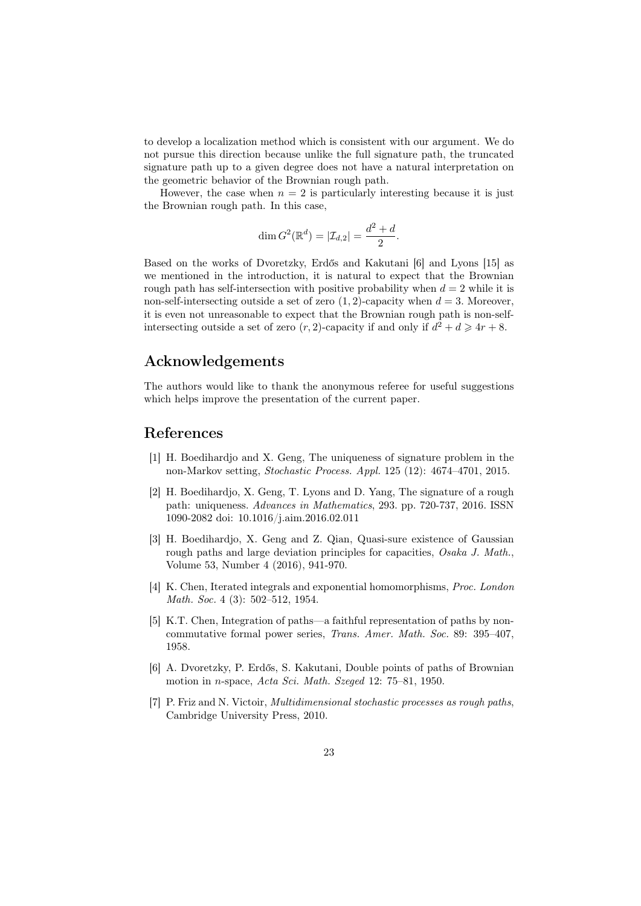to develop a localization method which is consistent with our argument. We do not pursue this direction because unlike the full signature path, the truncated signature path up to a given degree does not have a natural interpretation on the geometric behavior of the Brownian rough path.

However, the case when $n = 2$ is particularly interesting because it is just the Brownian rough path. In this case,

$$\dim G^2(\mathbb{R}^d) = |\mathcal{I}_{d,2}| = \frac{d^2 + d}{2}.$$

Based on the works of Dvoretzky, Erdős and Kakutani [6] and Lyons [15] as we mentioned in the introduction, it is natural to expect that the Brownian rough path has self-intersection with positive probability when $d = 2$ while it is non-self-intersecting outside a set of zero $(1, 2)$-capacity when $d = 3$. Moreover, it is even not unreasonable to expect that the Brownian rough path is non-self-intersecting outside a set of zero $(r, 2)$-capacity if and only if $d^2 + d \geqslant 4r + 8$.

## Acknowledgements

The authors would like to thank the anonymous referee for useful suggestions which helps improve the presentation of the current paper.

## References

[1] H. Boedihardjo and X. Geng, The uniqueness of signature problem in the non-Markov setting, *Stochastic Process. Appl.* 125 (12): 4674–4701, 2015.

[2] H. Boedihardjo, X. Geng, T. Lyons and D. Yang, The signature of a rough path: uniqueness. *Advances in Mathematics*, 293. pp. 720-737, 2016. ISSN 1090-2082 doi: 10.1016/j.aim.2016.02.011

[3] H. Boedihardjo, X. Geng and Z. Qian, Quasi-sure existence of Gaussian rough paths and large deviation principles for capacities, *Osaka J. Math.*, Volume 53, Number 4 (2016), 941-970.

[4] K. Chen, Iterated integrals and exponential homomorphisms, *Proc. London Math. Soc.* 4 (3): 502–512, 1954.

[5] K.T. Chen, Integration of paths—a faithful representation of paths by non-commutative formal power series, *Trans. Amer. Math. Soc.* 89: 395–407, 1958.

[6] A. Dvoretzky, P. Erdős, S. Kakutani, Double points of paths of Brownian motion in $n$-space, *Acta Sci. Math. Szeged* 12: 75–81, 1950.

[7] P. Friz and N. Victoir, *Multidimensional stochastic processes as rough paths*, Cambridge University Press, 2010.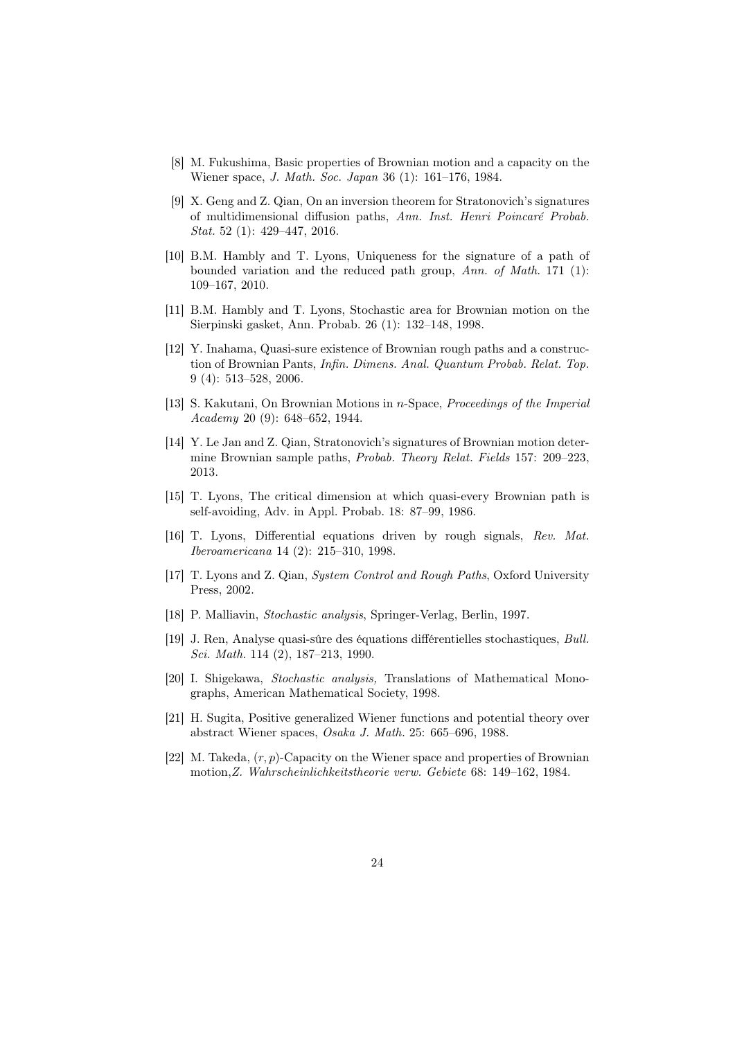[8] M. Fukushima, Basic properties of Brownian motion and a capacity on the Wiener space, *J. Math. Soc. Japan* 36 (1): 161–176, 1984.

[9] X. Geng and Z. Qian, On an inversion theorem for Stratonovich's signatures of multidimensional diffusion paths, *Ann. Inst. Henri Poincaré Probab. Stat.* 52 (1): 429–447, 2016.

[10] B.M. Hambly and T. Lyons, Uniqueness for the signature of a path of bounded variation and the reduced path group, *Ann. of Math.* 171 (1): 109–167, 2010.

[11] B.M. Hambly and T. Lyons, Stochastic area for Brownian motion on the Sierpinski gasket, Ann. Probab. 26 (1): 132–148, 1998.

[12] Y. Inahama, Quasi-sure existence of Brownian rough paths and a construction of Brownian Pants, *Infin. Dimens. Anal. Quantum Probab. Relat. Top.* 9 (4): 513–528, 2006.

[13] S. Kakutani, On Brownian Motions in $n$-Space, *Proceedings of the Imperial Academy* 20 (9): 648–652, 1944.

[14] Y. Le Jan and Z. Qian, Stratonovich's signatures of Brownian motion determine Brownian sample paths, *Probab. Theory Relat. Fields* 157: 209–223, 2013.

[15] T. Lyons, The critical dimension at which quasi-every Brownian path is self-avoiding, Adv. in Appl. Probab. 18: 87–99, 1986.

[16] T. Lyons, Differential equations driven by rough signals, *Rev. Mat. Iberoamericana* 14 (2): 215–310, 1998.

[17] T. Lyons and Z. Qian, *System Control and Rough Paths*, Oxford University Press, 2002.

[18] P. Malliavin, *Stochastic analysis*, Springer-Verlag, Berlin, 1997.

[19] J. Ren, Analyse quasi-sûre des équations différentielles stochastiques, *Bull. Sci. Math.* 114 (2), 187–213, 1990.

[20] I. Shigekawa, *Stochastic analysis,* Translations of Mathematical Monographs, American Mathematical Society, 1998.

[21] H. Sugita, Positive generalized Wiener functions and potential theory over abstract Wiener spaces, *Osaka J. Math.* 25: 665–696, 1988.

[22] M. Takeda, $(r, p)$-Capacity on the Wiener space and properties of Brownian motion,*Z. Wahrscheinlichkeitstheorie verw. Gebiete* 68: 149–162, 1984.